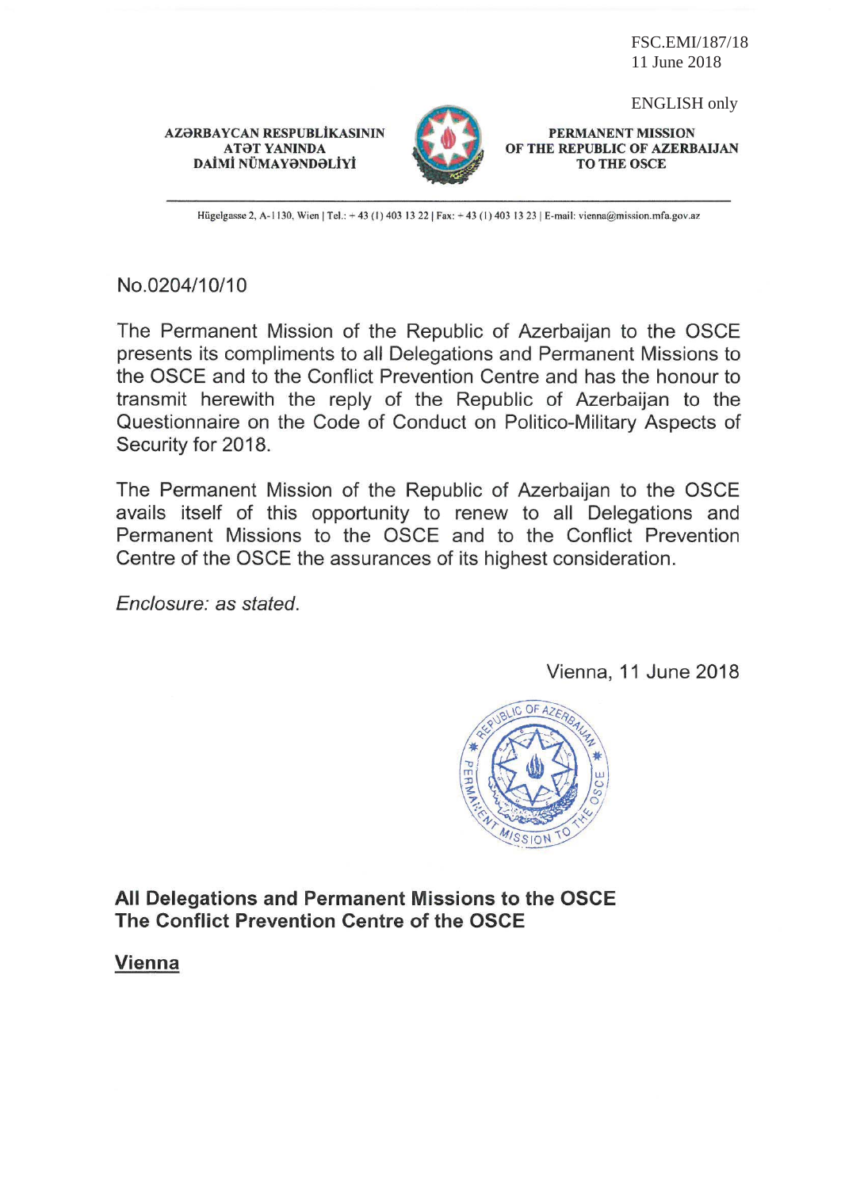FSC.EMI/187/18
11 June 2018

ENGLISH only

**AZƏRBAYCAN RESPUBLİKASININ ATƏT YANINDA DAİMİ NÜMAYƏNDƏLİYİ**

**PERMANENT MISSION OF THE REPUBLIC OF AZERBAIJAN TO THE OSCE**

Hügelgasse 2, A-1130, Wien | Tel.: + 43 (1) 403 13 22 | Fax: + 43 (1) 403 13 23 | E-mail: vienna@mission.mfa.gov.az

No.0204/10/10

The Permanent Mission of the Republic of Azerbaijan to the OSCE presents its compliments to all Delegations and Permanent Missions to the OSCE and to the Conflict Prevention Centre and has the honour to transmit herewith the reply of the Republic of Azerbaijan to the Questionnaire on the Code of Conduct on Politico-Military Aspects of Security for 2018.

The Permanent Mission of the Republic of Azerbaijan to the OSCE avails itself of this opportunity to renew to all Delegations and Permanent Missions to the OSCE and to the Conflict Prevention Centre of the OSCE the assurances of its highest consideration.

*Enclosure: as stated.*

Vienna, 11 June 2018

**All Delegations and Permanent Missions to the OSCE**
**The Conflict Prevention Centre of the OSCE**

**Vienna**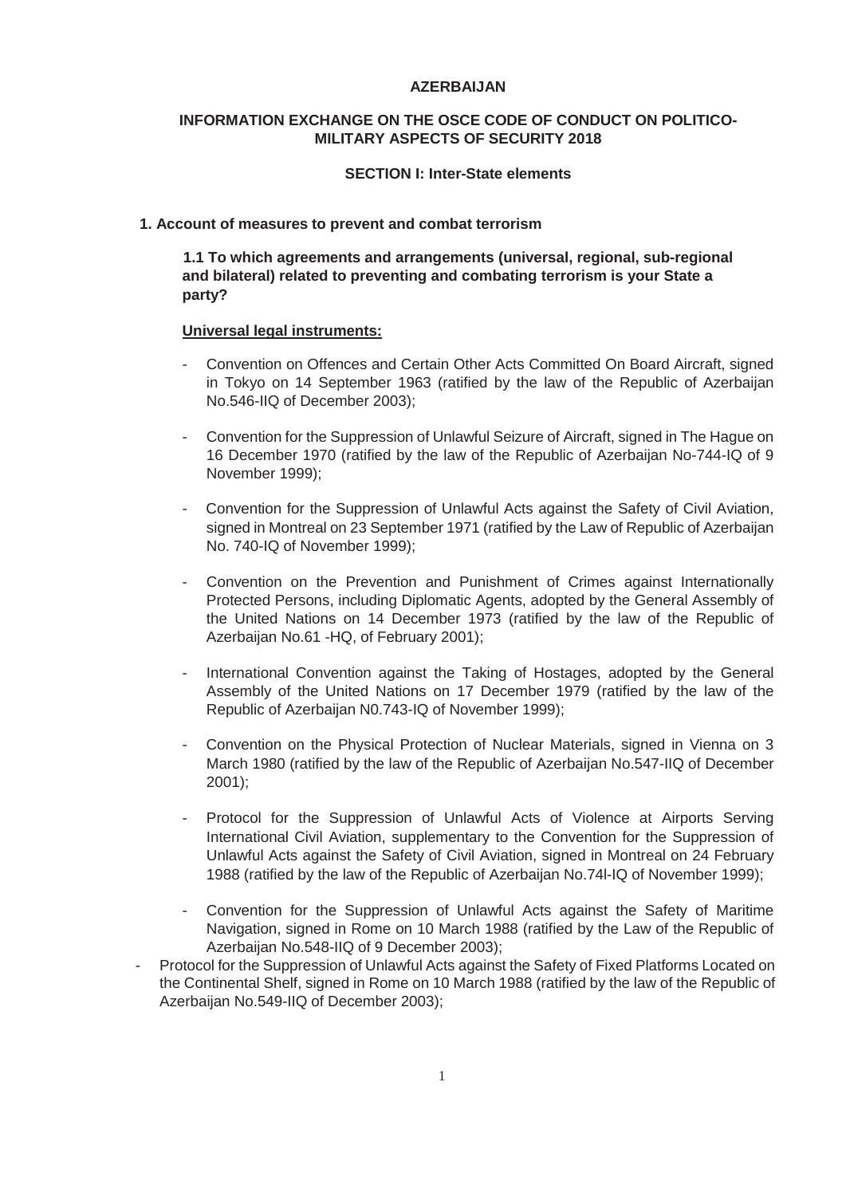**AZERBAIJAN**

**INFORMATION EXCHANGE ON THE OSCE CODE OF CONDUCT ON POLITICO-MILITARY ASPECTS OF SECURITY 2018**

**SECTION I: Inter-State elements**

**1. Account of measures to prevent and combat terrorism**

**1.1 To which agreements and arrangements (universal, regional, sub-regional and bilateral) related to preventing and combating terrorism is your State a party?**

**Universal legal instruments:**

- Convention on Offences and Certain Other Acts Committed On Board Aircraft, signed in Tokyo on 14 September 1963 (ratified by the law of the Republic of Azerbaijan No.546-IIQ of December 2003);
- Convention for the Suppression of Unlawful Seizure of Aircraft, signed in The Hague on 16 December 1970 (ratified by the law of the Republic of Azerbaijan No-744-IQ of 9 November 1999);
- Convention for the Suppression of Unlawful Acts against the Safety of Civil Aviation, signed in Montreal on 23 September 1971 (ratified by the Law of Republic of Azerbaijan No. 740-IQ of November 1999);
- Convention on the Prevention and Punishment of Crimes against Internationally Protected Persons, including Diplomatic Agents, adopted by the General Assembly of the United Nations on 14 December 1973 (ratified by the law of the Republic of Azerbaijan No.61 -HQ, of February 2001);
- International Convention against the Taking of Hostages, adopted by the General Assembly of the United Nations on 17 December 1979 (ratified by the law of the Republic of Azerbaijan N0.743-IQ of November 1999);
- Convention on the Physical Protection of Nuclear Materials, signed in Vienna on 3 March 1980 (ratified by the law of the Republic of Azerbaijan No.547-IIQ of December 2001);
- Protocol for the Suppression of Unlawful Acts of Violence at Airports Serving International Civil Aviation, supplementary to the Convention for the Suppression of Unlawful Acts against the Safety of Civil Aviation, signed in Montreal on 24 February 1988 (ratified by the law of the Republic of Azerbaijan No.74l-IQ of November 1999);
- Convention for the Suppression of Unlawful Acts against the Safety of Maritime Navigation, signed in Rome on 10 March 1988 (ratified by the Law of the Republic of Azerbaijan No.548-IIQ of 9 December 2003);
- Protocol for the Suppression of Unlawful Acts against the Safety of Fixed Platforms Located on the Continental Shelf, signed in Rome on 10 March 1988 (ratified by the law of the Republic of Azerbaijan No.549-IIQ of December 2003);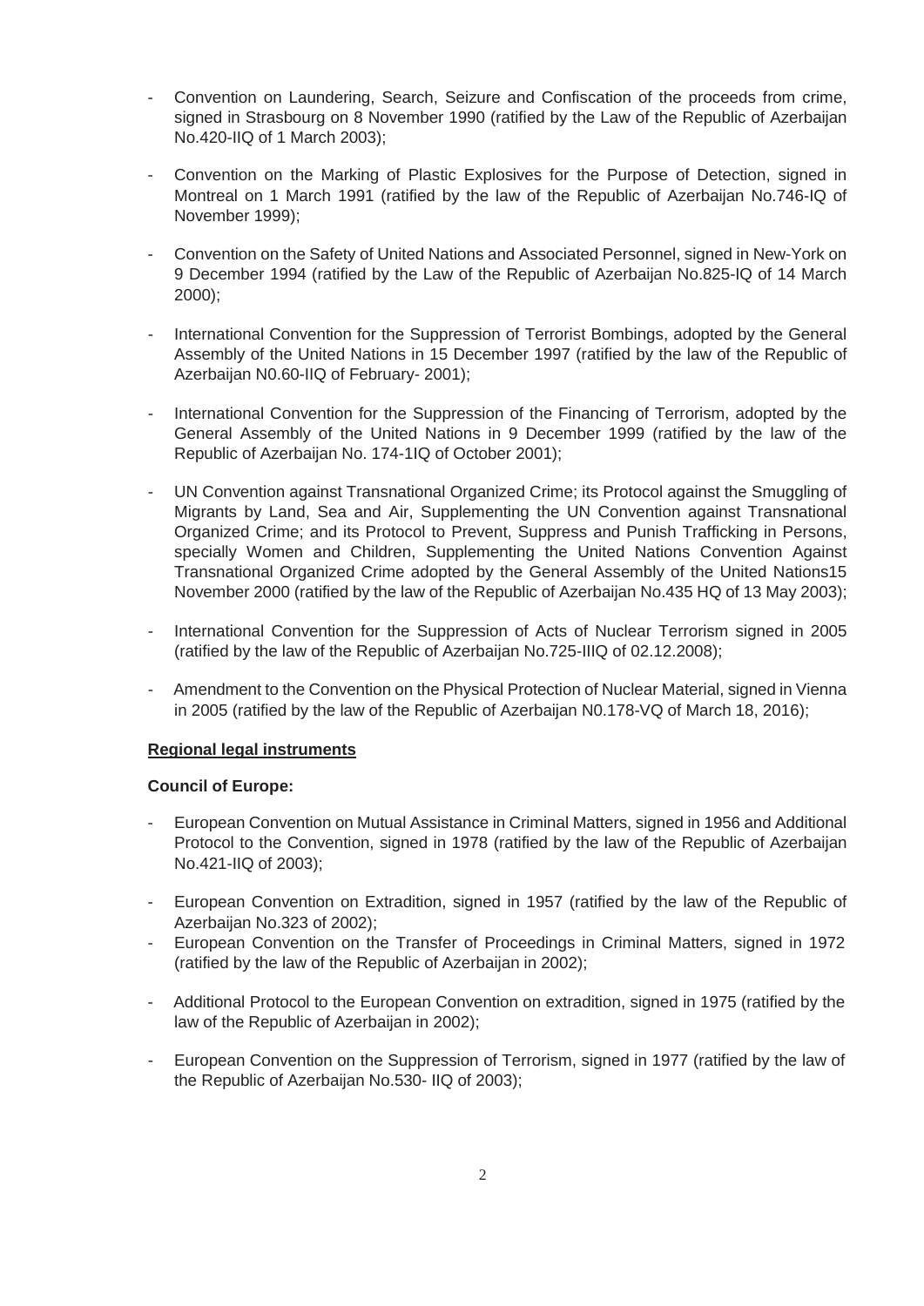- Convention on Laundering, Search, Seizure and Confiscation of the proceeds from crime, signed in Strasbourg on 8 November 1990 (ratified by the Law of the Republic of Azerbaijan No.420-IIQ of 1 March 2003);

- Convention on the Marking of Plastic Explosives for the Purpose of Detection, signed in Montreal on 1 March 1991 (ratified by the law of the Republic of Azerbaijan No.746-IQ of November 1999);

- Convention on the Safety of United Nations and Associated Personnel, signed in New-York on 9 December 1994 (ratified by the Law of the Republic of Azerbaijan No.825-IQ of 14 March 2000);

- International Convention for the Suppression of Terrorist Bombings, adopted by the General Assembly of the United Nations in 15 December 1997 (ratified by the law of the Republic of Azerbaijan N0.60-IIQ of February- 2001);

- International Convention for the Suppression of the Financing of Terrorism, adopted by the General Assembly of the United Nations in 9 December 1999 (ratified by the law of the Republic of Azerbaijan No. 174-1IQ of October 2001);

- UN Convention against Transnational Organized Crime; its Protocol against the Smuggling of Migrants by Land, Sea and Air, Supplementing the UN Convention against Transnational Organized Crime; and its Protocol to Prevent, Suppress and Punish Trafficking in Persons, specially Women and Children, Supplementing the United Nations Convention Against Transnational Organized Crime adopted by the General Assembly of the United Nations15 November 2000 (ratified by the law of the Republic of Azerbaijan No.435 HQ of 13 May 2003);

- International Convention for the Suppression of Acts of Nuclear Terrorism signed in 2005 (ratified by the law of the Republic of Azerbaijan No.725-IIIQ of 02.12.2008);

- Amendment to the Convention on the Physical Protection of Nuclear Material, signed in Vienna in 2005 (ratified by the law of the Republic of Azerbaijan N0.178-VQ of March 18, 2016);

**Regional legal instruments**

**Council of Europe:**

- European Convention on Mutual Assistance in Criminal Matters, signed in 1956 and Additional Protocol to the Convention, signed in 1978 (ratified by the law of the Republic of Azerbaijan No.421-IIQ of 2003);

- European Convention on Extradition, signed in 1957 (ratified by the law of the Republic of Azerbaijan No.323 of 2002);
- European Convention on the Transfer of Proceedings in Criminal Matters, signed in 1972 (ratified by the law of the Republic of Azerbaijan in 2002);

- Additional Protocol to the European Convention on extradition, signed in 1975 (ratified by the law of the Republic of Azerbaijan in 2002);

- European Convention on the Suppression of Terrorism, signed in 1977 (ratified by the law of the Republic of Azerbaijan No.530- IIQ of 2003);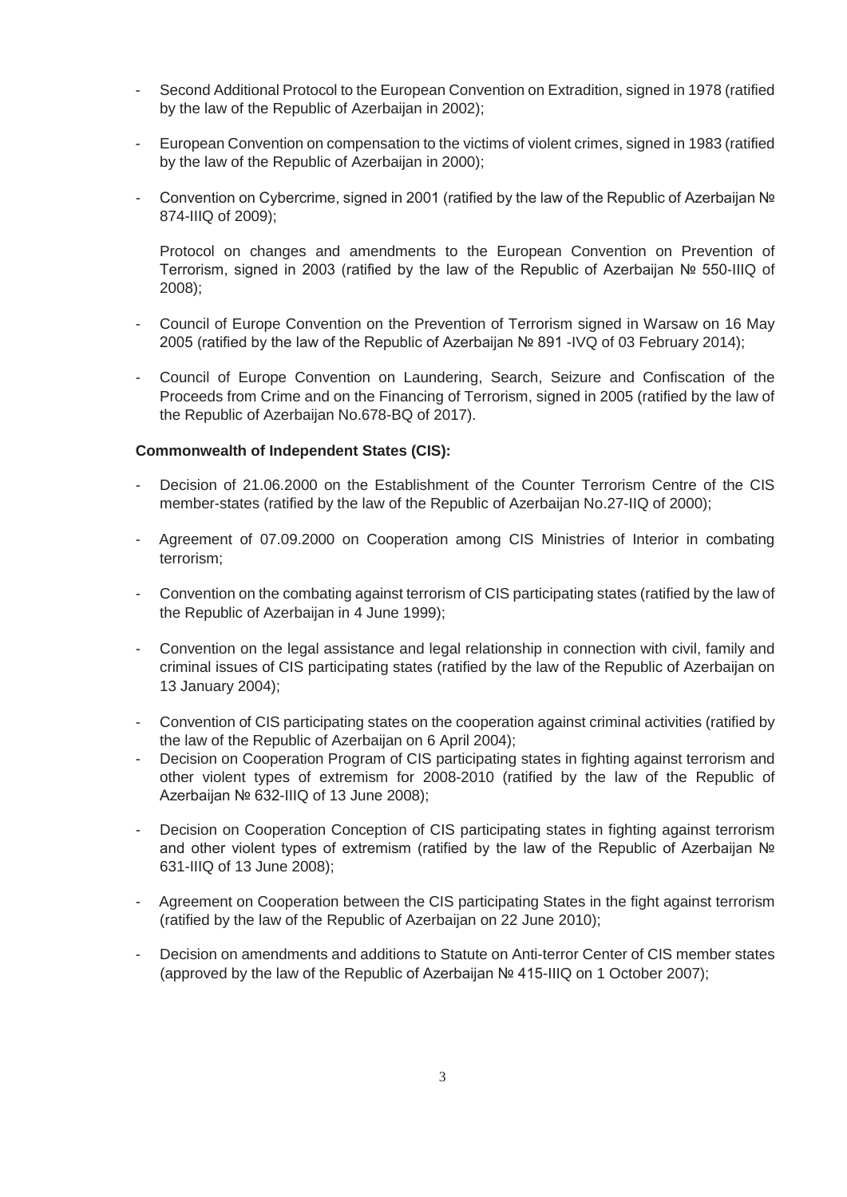- Second Additional Protocol to the European Convention on Extradition, signed in 1978 (ratified by the law of the Republic of Azerbaijan in 2002);

- European Convention on compensation to the victims of violent crimes, signed in 1983 (ratified by the law of the Republic of Azerbaijan in 2000);

- Convention on Cybercrime, signed in 2001 (ratified by the law of the Republic of Azerbaijan № 874-IIIQ of 2009);

  Protocol on changes and amendments to the European Convention on Prevention of Terrorism, signed in 2003 (ratified by the law of the Republic of Azerbaijan № 550-IIIQ of 2008);

- Council of Europe Convention on the Prevention of Terrorism signed in Warsaw on 16 May 2005 (ratified by the law of the Republic of Azerbaijan № 891 -IVQ of 03 February 2014);

- Council of Europe Convention on Laundering, Search, Seizure and Confiscation of the Proceeds from Crime and on the Financing of Terrorism, signed in 2005 (ratified by the law of the Republic of Azerbaijan No.678-BQ of 2017).

**Commonwealth of Independent States (CIS):**

- Decision of 21.06.2000 on the Establishment of the Counter Terrorism Centre of the CIS member-states (ratified by the law of the Republic of Azerbaijan No.27-IIQ of 2000);

- Agreement of 07.09.2000 on Cooperation among CIS Ministries of Interior in combating terrorism;

- Convention on the combating against terrorism of CIS participating states (ratified by the law of the Republic of Azerbaijan in 4 June 1999);

- Convention on the legal assistance and legal relationship in connection with civil, family and criminal issues of CIS participating states (ratified by the law of the Republic of Azerbaijan on 13 January 2004);

- Convention of CIS participating states on the cooperation against criminal activities (ratified by the law of the Republic of Azerbaijan on 6 April 2004);
- Decision on Cooperation Program of CIS participating states in fighting against terrorism and other violent types of extremism for 2008-2010 (ratified by the law of the Republic of Azerbaijan № 632-IIIQ of 13 June 2008);

- Decision on Cooperation Conception of CIS participating states in fighting against terrorism and other violent types of extremism (ratified by the law of the Republic of Azerbaijan № 631-IIIQ of 13 June 2008);

- Agreement on Cooperation between the CIS participating States in the fight against terrorism (ratified by the law of the Republic of Azerbaijan on 22 June 2010);

- Decision on amendments and additions to Statute on Anti-terror Center of CIS member states (approved by the law of the Republic of Azerbaijan № 415-IIIQ on 1 October 2007);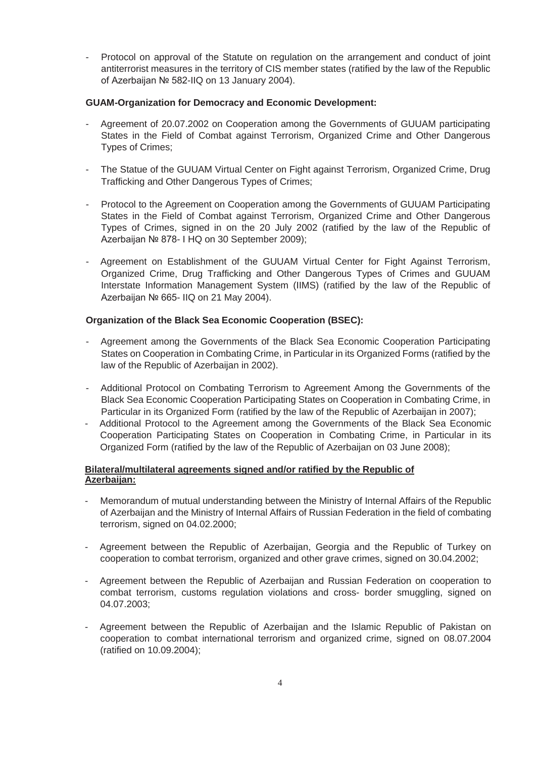- Protocol on approval of the Statute on regulation on the arrangement and conduct of joint antiterrorist measures in the territory of CIS member states (ratified by the law of the Republic of Azerbaijan № 582-IIQ on 13 January 2004).

**GUAM-Organization for Democracy and Economic Development:**

- Agreement of 20.07.2002 on Cooperation among the Governments of GUUAM participating States in the Field of Combat against Terrorism, Organized Crime and Other Dangerous Types of Crimes;

- The Statue of the GUUAM Virtual Center on Fight against Terrorism, Organized Crime, Drug Trafficking and Other Dangerous Types of Crimes;

- Protocol to the Agreement on Cooperation among the Governments of GUUAM Participating States in the Field of Combat against Terrorism, Organized Crime and Other Dangerous Types of Crimes, signed in on the 20 July 2002 (ratified by the law of the Republic of Azerbaijan № 878- I HQ on 30 September 2009);

- Agreement on Establishment of the GUUAM Virtual Center for Fight Against Terrorism, Organized Crime, Drug Trafficking and Other Dangerous Types of Crimes and GUUAM Interstate Information Management System (IIMS) (ratified by the law of the Republic of Azerbaijan № 665- IIQ on 21 May 2004).

**Organization of the Black Sea Economic Cooperation (BSEC):**

- Agreement among the Governments of the Black Sea Economic Cooperation Participating States on Cooperation in Combating Crime, in Particular in its Organized Forms (ratified by the law of the Republic of Azerbaijan in 2002).

- Additional Protocol on Combating Terrorism to Agreement Among the Governments of the Black Sea Economic Cooperation Participating States on Cooperation in Combating Crime, in Particular in its Organized Form (ratified by the law of the Republic of Azerbaijan in 2007);
- Additional Protocol to the Agreement among the Governments of the Black Sea Economic Cooperation Participating States on Cooperation in Combating Crime, in Particular in its Organized Form (ratified by the law of the Republic of Azerbaijan on 03 June 2008);

**Bilateral/multilateral agreements signed and/or ratified by the Republic of Azerbaijan:**

- Memorandum of mutual understanding between the Ministry of Internal Affairs of the Republic of Azerbaijan and the Ministry of Internal Affairs of Russian Federation in the field of combating terrorism, signed on 04.02.2000;

- Agreement between the Republic of Azerbaijan, Georgia and the Republic of Turkey on cooperation to combat terrorism, organized and other grave crimes, signed on 30.04.2002;

- Agreement between the Republic of Azerbaijan and Russian Federation on cooperation to combat terrorism, customs regulation violations and cross- border smuggling, signed on 04.07.2003;

- Agreement between the Republic of Azerbaijan and the Islamic Republic of Pakistan on cooperation to combat international terrorism and organized crime, signed on 08.07.2004 (ratified on 10.09.2004);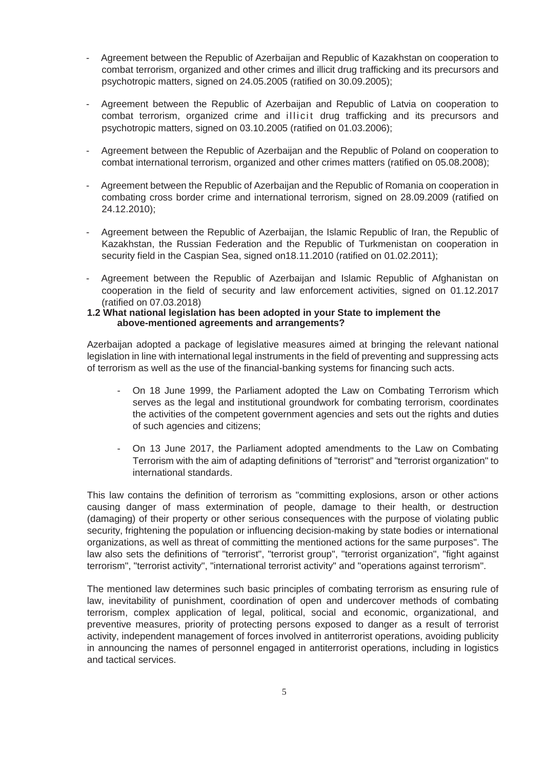- Agreement between the Republic of Azerbaijan and Republic of Kazakhstan on cooperation to combat terrorism, organized and other crimes and illicit drug trafficking and its precursors and psychotropic matters, signed on 24.05.2005 (ratified on 30.09.2005);

- Agreement between the Republic of Azerbaijan and Republic of Latvia on cooperation to combat terrorism, organized crime and illicit drug trafficking and its precursors and psychotropic matters, signed on 03.10.2005 (ratified on 01.03.2006);

- Agreement between the Republic of Azerbaijan and the Republic of Poland on cooperation to combat international terrorism, organized and other crimes matters (ratified on 05.08.2008);

- Agreement between the Republic of Azerbaijan and the Republic of Romania on cooperation in combating cross border crime and international terrorism, signed on 28.09.2009 (ratified on 24.12.2010);

- Agreement between the Republic of Azerbaijan, the Islamic Republic of Iran, the Republic of Kazakhstan, the Russian Federation and the Republic of Turkmenistan on cooperation in security field in the Caspian Sea, signed on18.11.2010 (ratified on 01.02.2011);

- Agreement between the Republic of Azerbaijan and Islamic Republic of Afghanistan on cooperation in the field of security and law enforcement activities, signed on 01.12.2017 (ratified on 07.03.2018)

**1.2 What national legislation has been adopted in your State to implement the above-mentioned agreements and arrangements?**

Azerbaijan adopted a package of legislative measures aimed at bringing the relevant national legislation in line with international legal instruments in the field of preventing and suppressing acts of terrorism as well as the use of the financial-banking systems for financing such acts.

- On 18 June 1999, the Parliament adopted the Law on Combating Terrorism which serves as the legal and institutional groundwork for combating terrorism, coordinates the activities of the competent government agencies and sets out the rights and duties of such agencies and citizens;

- On 13 June 2017, the Parliament adopted amendments to the Law on Combating Terrorism with the aim of adapting definitions of "terrorist" and "terrorist organization" to international standards.

This law contains the definition of terrorism as "committing explosions, arson or other actions causing danger of mass extermination of people, damage to their health, or destruction (damaging) of their property or other serious consequences with the purpose of violating public security, frightening the population or influencing decision-making by state bodies or international organizations, as well as threat of committing the mentioned actions for the same purposes". The law also sets the definitions of "terrorist", "terrorist group", "terrorist organization", "fight against terrorism", "terrorist activity", "international terrorist activity" and "operations against terrorism".

The mentioned law determines such basic principles of combating terrorism as ensuring rule of law, inevitability of punishment, coordination of open and undercover methods of combating terrorism, complex application of legal, political, social and economic, organizational, and preventive measures, priority of protecting persons exposed to danger as a result of terrorist activity, independent management of forces involved in antiterrorist operations, avoiding publicity in announcing the names of personnel engaged in antiterrorist operations, including in logistics and tactical services.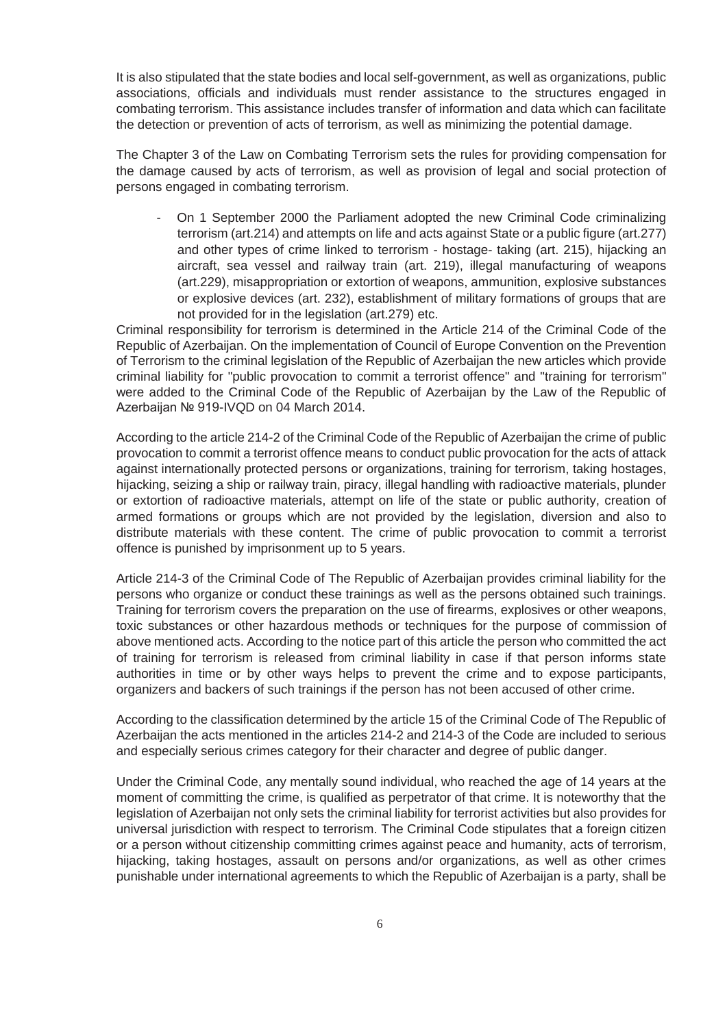It is also stipulated that the state bodies and local self-government, as well as organizations, public associations, officials and individuals must render assistance to the structures engaged in combating terrorism. This assistance includes transfer of information and data which can facilitate the detection or prevention of acts of terrorism, as well as minimizing the potential damage.

The Chapter 3 of the Law on Combating Terrorism sets the rules for providing compensation for the damage caused by acts of terrorism, as well as provision of legal and social protection of persons engaged in combating terrorism.

- On 1 September 2000 the Parliament adopted the new Criminal Code criminalizing terrorism (art.214) and attempts on life and acts against State or a public figure (art.277) and other types of crime linked to terrorism - hostage- taking (art. 215), hijacking an aircraft, sea vessel and railway train (art. 219), illegal manufacturing of weapons (art.229), misappropriation or extortion of weapons, ammunition, explosive substances or explosive devices (art. 232), establishment of military formations of groups that are not provided for in the legislation (art.279) etc.

Criminal responsibility for terrorism is determined in the Article 214 of the Criminal Code of the Republic of Azerbaijan. On the implementation of Council of Europe Convention on the Prevention of Terrorism to the criminal legislation of the Republic of Azerbaijan the new articles which provide criminal liability for "public provocation to commit a terrorist offence" and "training for terrorism" were added to the Criminal Code of the Republic of Azerbaijan by the Law of the Republic of Azerbaijan № 919-IVQD on 04 March 2014.

According to the article 214-2 of the Criminal Code of the Republic of Azerbaijan the crime of public provocation to commit a terrorist offence means to conduct public provocation for the acts of attack against internationally protected persons or organizations, training for terrorism, taking hostages, hijacking, seizing a ship or railway train, piracy, illegal handling with radioactive materials, plunder or extortion of radioactive materials, attempt on life of the state or public authority, creation of armed formations or groups which are not provided by the legislation, diversion and also to distribute materials with these content. The crime of public provocation to commit a terrorist offence is punished by imprisonment up to 5 years.

Article 214-3 of the Criminal Code of The Republic of Azerbaijan provides criminal liability for the persons who organize or conduct these trainings as well as the persons obtained such trainings. Training for terrorism covers the preparation on the use of firearms, explosives or other weapons, toxic substances or other hazardous methods or techniques for the purpose of commission of above mentioned acts. According to the notice part of this article the person who committed the act of training for terrorism is released from criminal liability in case if that person informs state authorities in time or by other ways helps to prevent the crime and to expose participants, organizers and backers of such trainings if the person has not been accused of other crime.

According to the classification determined by the article 15 of the Criminal Code of The Republic of Azerbaijan the acts mentioned in the articles 214-2 and 214-3 of the Code are included to serious and especially serious crimes category for their character and degree of public danger.

Under the Criminal Code, any mentally sound individual, who reached the age of 14 years at the moment of committing the crime, is qualified as perpetrator of that crime. It is noteworthy that the legislation of Azerbaijan not only sets the criminal liability for terrorist activities but also provides for universal jurisdiction with respect to terrorism. The Criminal Code stipulates that a foreign citizen or a person without citizenship committing crimes against peace and humanity, acts of terrorism, hijacking, taking hostages, assault on persons and/or organizations, as well as other crimes punishable under international agreements to which the Republic of Azerbaijan is a party, shall be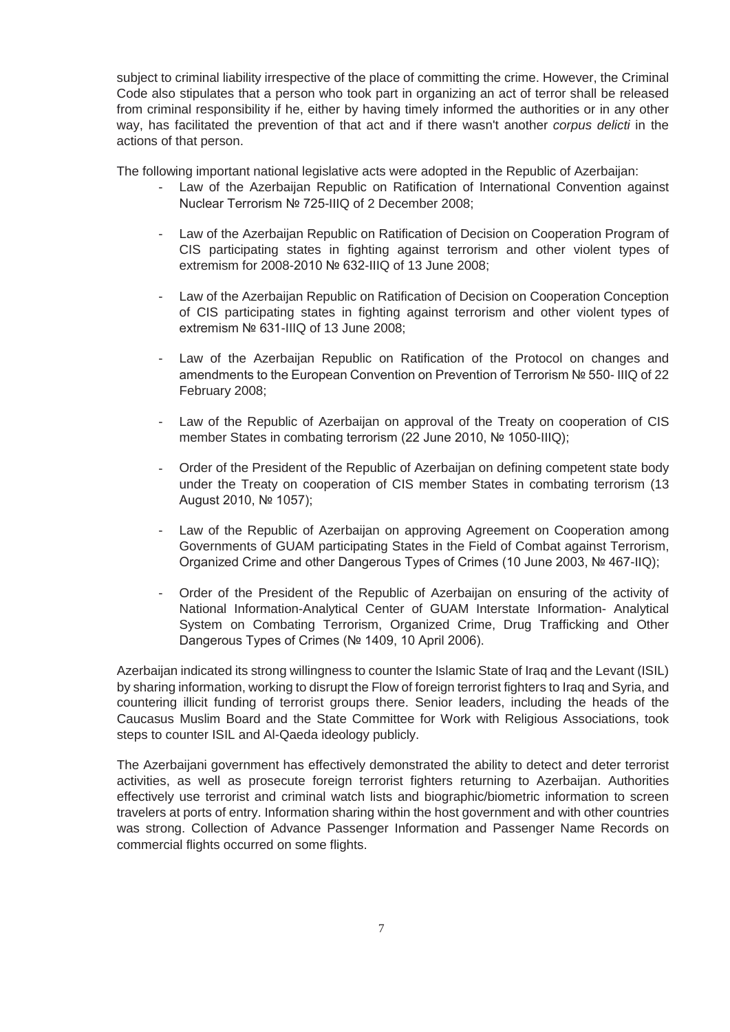subject to criminal liability irrespective of the place of committing the crime. However, the Criminal Code also stipulates that a person who took part in organizing an act of terror shall be released from criminal responsibility if he, either by having timely informed the authorities or in any other way, has facilitated the prevention of that act and if there wasn't another *corpus delicti* in the actions of that person.

The following important national legislative acts were adopted in the Republic of Azerbaijan:

- Law of the Azerbaijan Republic on Ratification of International Convention against Nuclear Terrorism № 725-IIIQ of 2 December 2008;
- Law of the Azerbaijan Republic on Ratification of Decision on Cooperation Program of CIS participating states in fighting against terrorism and other violent types of extremism for 2008-2010 № 632-IIIQ of 13 June 2008;
- Law of the Azerbaijan Republic on Ratification of Decision on Cooperation Conception of CIS participating states in fighting against terrorism and other violent types of extremism № 631-IIIQ of 13 June 2008;
- Law of the Azerbaijan Republic on Ratification of the Protocol on changes and amendments to the European Convention on Prevention of Terrorism № 550- IIIQ of 22 February 2008;
- Law of the Republic of Azerbaijan on approval of the Treaty on cooperation of CIS member States in combating terrorism (22 June 2010, № 1050-IIIQ);
- Order of the President of the Republic of Azerbaijan on defining competent state body under the Treaty on cooperation of CIS member States in combating terrorism (13 August 2010, № 1057);
- Law of the Republic of Azerbaijan on approving Agreement on Cooperation among Governments of GUAM participating States in the Field of Combat against Terrorism, Organized Crime and other Dangerous Types of Crimes (10 June 2003, № 467-IIQ);
- Order of the President of the Republic of Azerbaijan on ensuring of the activity of National Information-Analytical Center of GUAM Interstate Information- Analytical System on Combating Terrorism, Organized Crime, Drug Trafficking and Other Dangerous Types of Crimes (№ 1409, 10 April 2006).

Azerbaijan indicated its strong willingness to counter the Islamic State of Iraq and the Levant (ISIL) by sharing information, working to disrupt the Flow of foreign terrorist fighters to Iraq and Syria, and countering illicit funding of terrorist groups there. Senior leaders, including the heads of the Caucasus Muslim Board and the State Committee for Work with Religious Associations, took steps to counter ISIL and Al-Qaeda ideology publicly.

The Azerbaijani government has effectively demonstrated the ability to detect and deter terrorist activities, as well as prosecute foreign terrorist fighters returning to Azerbaijan. Authorities effectively use terrorist and criminal watch lists and biographic/biometric information to screen travelers at ports of entry. Information sharing within the host government and with other countries was strong. Collection of Advance Passenger Information and Passenger Name Records on commercial flights occurred on some flights.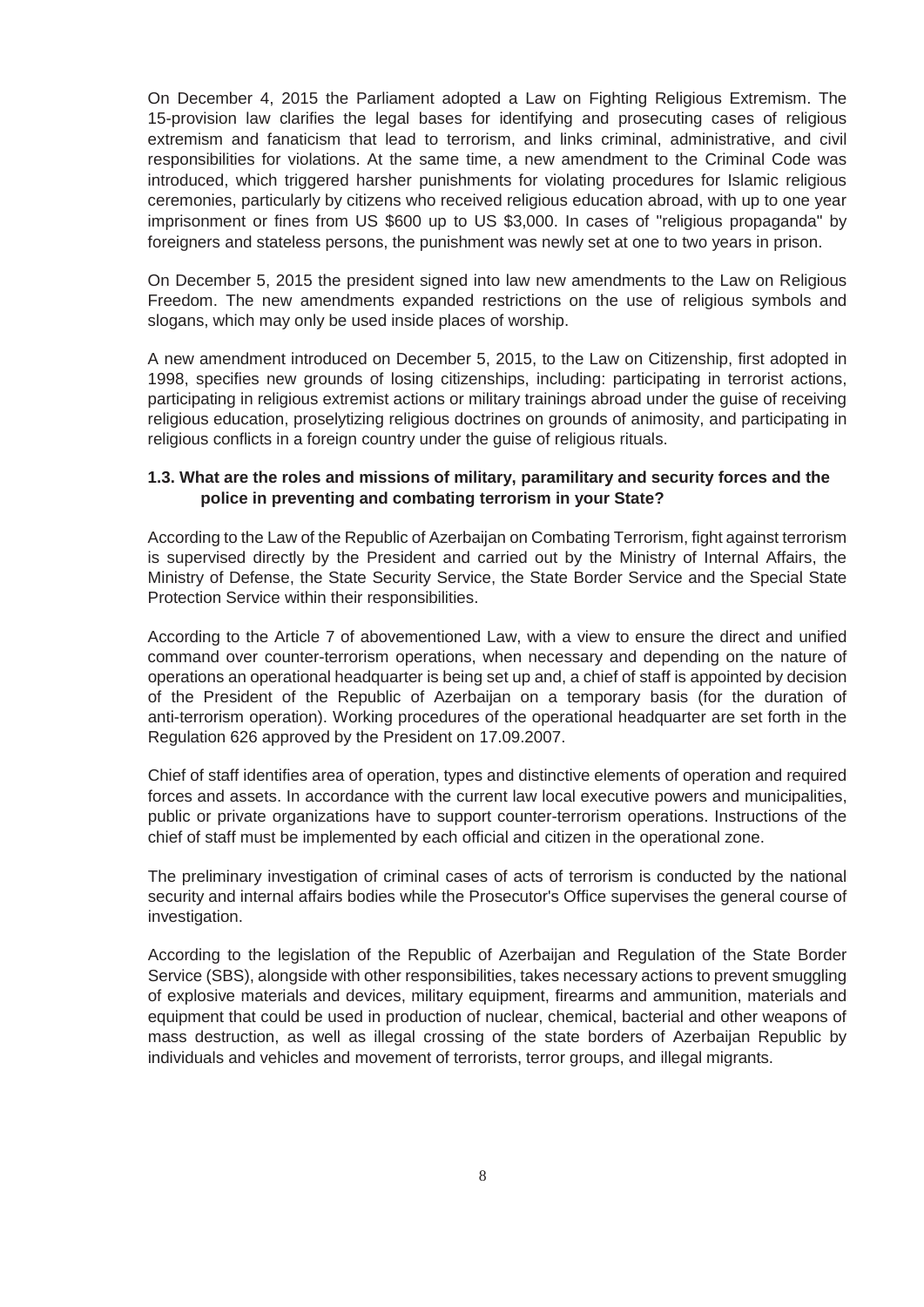On December 4, 2015 the Parliament adopted a Law on Fighting Religious Extremism. The 15-provision law clarifies the legal bases for identifying and prosecuting cases of religious extremism and fanaticism that lead to terrorism, and links criminal, administrative, and civil responsibilities for violations. At the same time, a new amendment to the Criminal Code was introduced, which triggered harsher punishments for violating procedures for Islamic religious ceremonies, particularly by citizens who received religious education abroad, with up to one year imprisonment or fines from US $600 up to US $3,000. In cases of "religious propaganda" by foreigners and stateless persons, the punishment was newly set at one to two years in prison.

On December 5, 2015 the president signed into law new amendments to the Law on Religious Freedom. The new amendments expanded restrictions on the use of religious symbols and slogans, which may only be used inside places of worship.

A new amendment introduced on December 5, 2015, to the Law on Citizenship, first adopted in 1998, specifies new grounds of losing citizenships, including: participating in terrorist actions, participating in religious extremist actions or military trainings abroad under the guise of receiving religious education, proselytizing religious doctrines on grounds of animosity, and participating in religious conflicts in a foreign country under the guise of religious rituals.

### 1.3. What are the roles and missions of military, paramilitary and security forces and the police in preventing and combating terrorism in your State?

According to the Law of the Republic of Azerbaijan on Combating Terrorism, fight against terrorism is supervised directly by the President and carried out by the Ministry of Internal Affairs, the Ministry of Defense, the State Security Service, the State Border Service and the Special State Protection Service within their responsibilities.

According to the Article 7 of abovementioned Law, with a view to ensure the direct and unified command over counter-terrorism operations, when necessary and depending on the nature of operations an operational headquarter is being set up and, a chief of staff is appointed by decision of the President of the Republic of Azerbaijan on a temporary basis (for the duration of anti-terrorism operation). Working procedures of the operational headquarter are set forth in the Regulation 626 approved by the President on 17.09.2007.

Chief of staff identifies area of operation, types and distinctive elements of operation and required forces and assets. In accordance with the current law local executive powers and municipalities, public or private organizations have to support counter-terrorism operations. Instructions of the chief of staff must be implemented by each official and citizen in the operational zone.

The preliminary investigation of criminal cases of acts of terrorism is conducted by the national security and internal affairs bodies while the Prosecutor's Office supervises the general course of investigation.

According to the legislation of the Republic of Azerbaijan and Regulation of the State Border Service (SBS), alongside with other responsibilities, takes necessary actions to prevent smuggling of explosive materials and devices, military equipment, firearms and ammunition, materials and equipment that could be used in production of nuclear, chemical, bacterial and other weapons of mass destruction, as well as illegal crossing of the state borders of Azerbaijan Republic by individuals and vehicles and movement of terrorists, terror groups, and illegal migrants.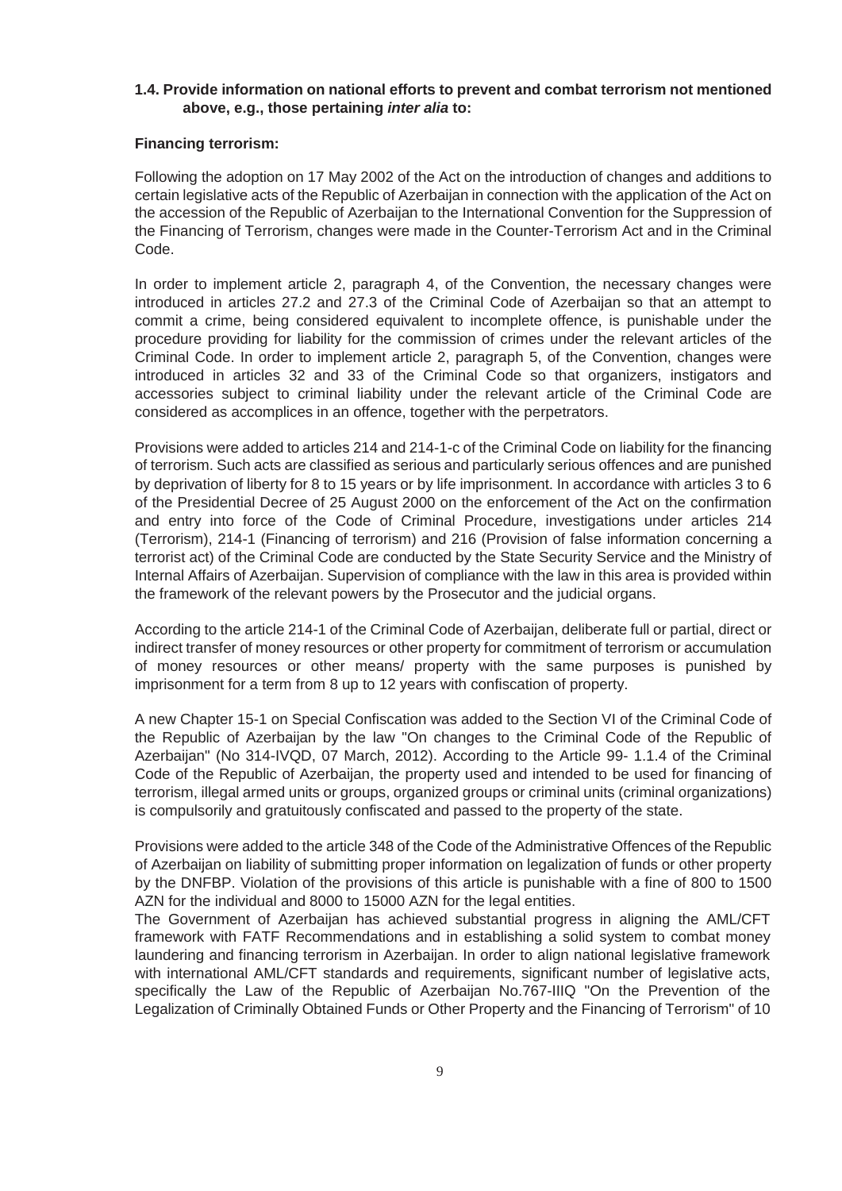**1.4. Provide information on national efforts to prevent and combat terrorism not mentioned above, e.g., those pertaining *inter alia* to:**

**Financing terrorism:**

Following the adoption on 17 May 2002 of the Act on the introduction of changes and additions to certain legislative acts of the Republic of Azerbaijan in connection with the application of the Act on the accession of the Republic of Azerbaijan to the International Convention for the Suppression of the Financing of Terrorism, changes were made in the Counter-Terrorism Act and in the Criminal Code.

In order to implement article 2, paragraph 4, of the Convention, the necessary changes were introduced in articles 27.2 and 27.3 of the Criminal Code of Azerbaijan so that an attempt to commit a crime, being considered equivalent to incomplete offence, is punishable under the procedure providing for liability for the commission of crimes under the relevant articles of the Criminal Code. In order to implement article 2, paragraph 5, of the Convention, changes were introduced in articles 32 and 33 of the Criminal Code so that organizers, instigators and accessories subject to criminal liability under the relevant article of the Criminal Code are considered as accomplices in an offence, together with the perpetrators.

Provisions were added to articles 214 and 214-1-c of the Criminal Code on liability for the financing of terrorism. Such acts are classified as serious and particularly serious offences and are punished by deprivation of liberty for 8 to 15 years or by life imprisonment. In accordance with articles 3 to 6 of the Presidential Decree of 25 August 2000 on the enforcement of the Act on the confirmation and entry into force of the Code of Criminal Procedure, investigations under articles 214 (Terrorism), 214-1 (Financing of terrorism) and 216 (Provision of false information concerning a terrorist act) of the Criminal Code are conducted by the State Security Service and the Ministry of Internal Affairs of Azerbaijan. Supervision of compliance with the law in this area is provided within the framework of the relevant powers by the Prosecutor and the judicial organs.

According to the article 214-1 of the Criminal Code of Azerbaijan, deliberate full or partial, direct or indirect transfer of money resources or other property for commitment of terrorism or accumulation of money resources or other means/ property with the same purposes is punished by imprisonment for a term from 8 up to 12 years with confiscation of property.

A new Chapter 15-1 on Special Confiscation was added to the Section VI of the Criminal Code of the Republic of Azerbaijan by the law "On changes to the Criminal Code of the Republic of Azerbaijan" (No 314-IVQD, 07 March, 2012). According to the Article 99- 1.1.4 of the Criminal Code of the Republic of Azerbaijan, the property used and intended to be used for financing of terrorism, illegal armed units or groups, organized groups or criminal units (criminal organizations) is compulsorily and gratuitously confiscated and passed to the property of the state.

Provisions were added to the article 348 of the Code of the Administrative Offences of the Republic of Azerbaijan on liability of submitting proper information on legalization of funds or other property by the DNFBP. Violation of the provisions of this article is punishable with a fine of 800 to 1500 AZN for the individual and 8000 to 15000 AZN for the legal entities.

The Government of Azerbaijan has achieved substantial progress in aligning the AML/CFT framework with FATF Recommendations and in establishing a solid system to combat money laundering and financing terrorism in Azerbaijan. In order to align national legislative framework with international AML/CFT standards and requirements, significant number of legislative acts, specifically the Law of the Republic of Azerbaijan No.767-IIIQ "On the Prevention of the Legalization of Criminally Obtained Funds or Other Property and the Financing of Terrorism" of 10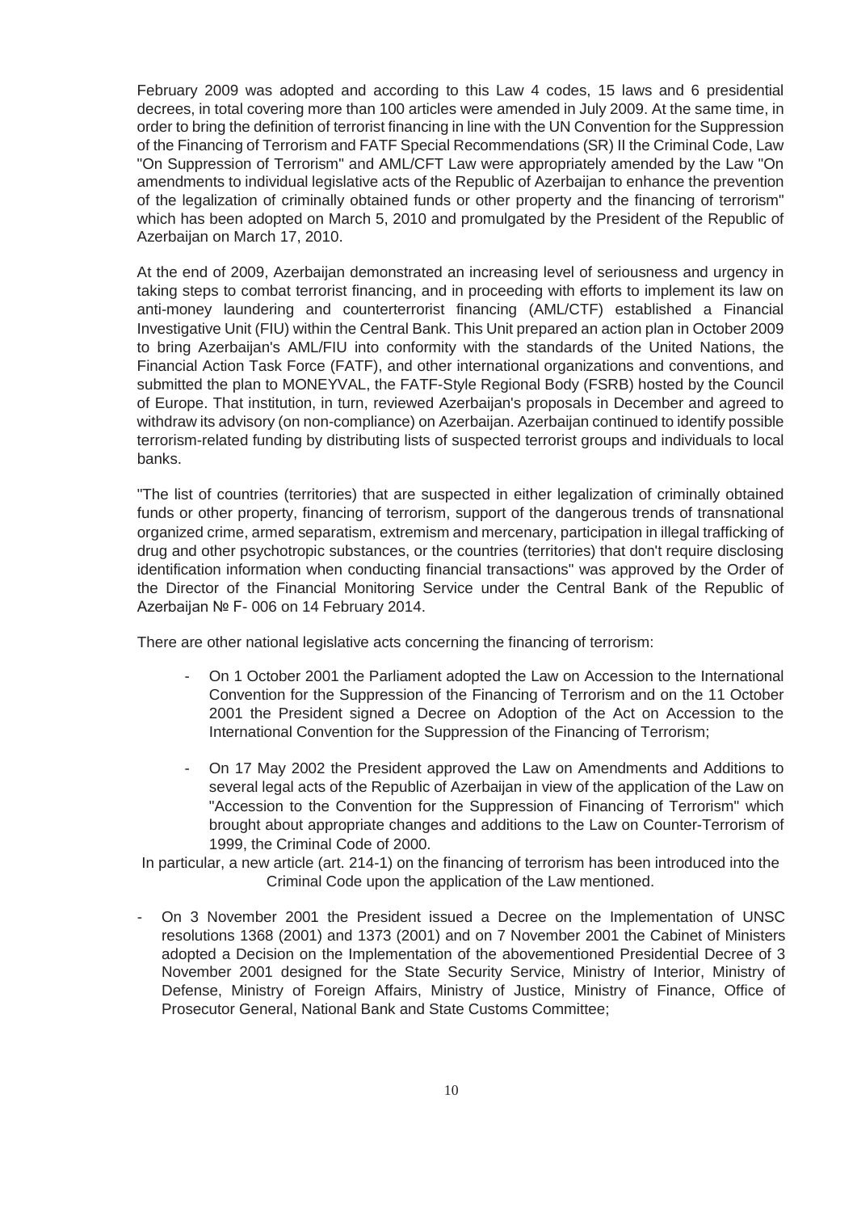February 2009 was adopted and according to this Law 4 codes, 15 laws and 6 presidential decrees, in total covering more than 100 articles were amended in July 2009. At the same time, in order to bring the definition of terrorist financing in line with the UN Convention for the Suppression of the Financing of Terrorism and FATF Special Recommendations (SR) II the Criminal Code, Law "On Suppression of Terrorism" and AML/CFT Law were appropriately amended by the Law "On amendments to individual legislative acts of the Republic of Azerbaijan to enhance the prevention of the legalization of criminally obtained funds or other property and the financing of terrorism" which has been adopted on March 5, 2010 and promulgated by the President of the Republic of Azerbaijan on March 17, 2010.

At the end of 2009, Azerbaijan demonstrated an increasing level of seriousness and urgency in taking steps to combat terrorist financing, and in proceeding with efforts to implement its law on anti-money laundering and counterterrorist financing (AML/CTF) established a Financial Investigative Unit (FIU) within the Central Bank. This Unit prepared an action plan in October 2009 to bring Azerbaijan's AML/FIU into conformity with the standards of the United Nations, the Financial Action Task Force (FATF), and other international organizations and conventions, and submitted the plan to MONEYVAL, the FATF-Style Regional Body (FSRB) hosted by the Council of Europe. That institution, in turn, reviewed Azerbaijan's proposals in December and agreed to withdraw its advisory (on non-compliance) on Azerbaijan. Azerbaijan continued to identify possible terrorism-related funding by distributing lists of suspected terrorist groups and individuals to local banks.

"The list of countries (territories) that are suspected in either legalization of criminally obtained funds or other property, financing of terrorism, support of the dangerous trends of transnational organized crime, armed separatism, extremism and mercenary, participation in illegal trafficking of drug and other psychotropic substances, or the countries (territories) that don't require disclosing identification information when conducting financial transactions" was approved by the Order of the Director of the Financial Monitoring Service under the Central Bank of the Republic of Azerbaijan № F- 006 on 14 February 2014.

There are other national legislative acts concerning the financing of terrorism:

- On 1 October 2001 the Parliament adopted the Law on Accession to the International Convention for the Suppression of the Financing of Terrorism and on the 11 October 2001 the President signed a Decree on Adoption of the Act on Accession to the International Convention for the Suppression of the Financing of Terrorism;

- On 17 May 2002 the President approved the Law on Amendments and Additions to several legal acts of the Republic of Azerbaijan in view of the application of the Law on "Accession to the Convention for the Suppression of Financing of Terrorism" which brought about appropriate changes and additions to the Law on Counter-Terrorism of 1999, the Criminal Code of 2000.

In particular, a new article (art. 214-1) on the financing of terrorism has been introduced into the Criminal Code upon the application of the Law mentioned.

- On 3 November 2001 the President issued a Decree on the Implementation of UNSC resolutions 1368 (2001) and 1373 (2001) and on 7 November 2001 the Cabinet of Ministers adopted a Decision on the Implementation of the abovementioned Presidential Decree of 3 November 2001 designed for the State Security Service, Ministry of Interior, Ministry of Defense, Ministry of Foreign Affairs, Ministry of Justice, Ministry of Finance, Office of Prosecutor General, National Bank and State Customs Committee;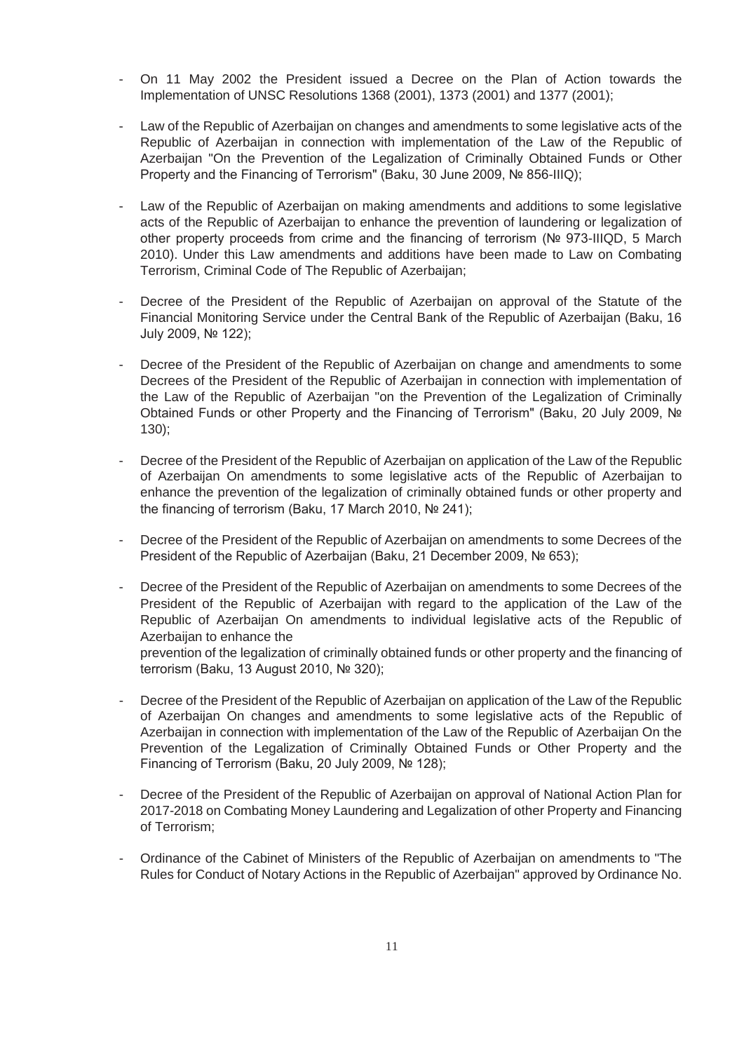- On 11 May 2002 the President issued a Decree on the Plan of Action towards the Implementation of UNSC Resolutions 1368 (2001), 1373 (2001) and 1377 (2001);

- Law of the Republic of Azerbaijan on changes and amendments to some legislative acts of the Republic of Azerbaijan in connection with implementation of the Law of the Republic of Azerbaijan "On the Prevention of the Legalization of Criminally Obtained Funds or Other Property and the Financing of Terrorism" (Baku, 30 June 2009, № 856-IIIQ);

- Law of the Republic of Azerbaijan on making amendments and additions to some legislative acts of the Republic of Azerbaijan to enhance the prevention of laundering or legalization of other property proceeds from crime and the financing of terrorism (№ 973-IIIQD, 5 March 2010). Under this Law amendments and additions have been made to Law on Combating Terrorism, Criminal Code of The Republic of Azerbaijan;

- Decree of the President of the Republic of Azerbaijan on approval of the Statute of the Financial Monitoring Service under the Central Bank of the Republic of Azerbaijan (Baku, 16 July 2009, № 122);

- Decree of the President of the Republic of Azerbaijan on change and amendments to some Decrees of the President of the Republic of Azerbaijan in connection with implementation of the Law of the Republic of Azerbaijan "on the Prevention of the Legalization of Criminally Obtained Funds or other Property and the Financing of Terrorism" (Baku, 20 July 2009, № 130);

- Decree of the President of the Republic of Azerbaijan on application of the Law of the Republic of Azerbaijan On amendments to some legislative acts of the Republic of Azerbaijan to enhance the prevention of the legalization of criminally obtained funds or other property and the financing of terrorism (Baku, 17 March 2010, № 241);

- Decree of the President of the Republic of Azerbaijan on amendments to some Decrees of the President of the Republic of Azerbaijan (Baku, 21 December 2009, № 653);

- Decree of the President of the Republic of Azerbaijan on amendments to some Decrees of the President of the Republic of Azerbaijan with regard to the application of the Law of the Republic of Azerbaijan On amendments to individual legislative acts of the Republic of Azerbaijan to enhance the prevention of the legalization of criminally obtained funds or other property and the financing of terrorism (Baku, 13 August 2010, № 320);

- Decree of the President of the Republic of Azerbaijan on application of the Law of the Republic of Azerbaijan On changes and amendments to some legislative acts of the Republic of Azerbaijan in connection with implementation of the Law of the Republic of Azerbaijan On the Prevention of the Legalization of Criminally Obtained Funds or Other Property and the Financing of Terrorism (Baku, 20 July 2009, № 128);

- Decree of the President of the Republic of Azerbaijan on approval of National Action Plan for 2017-2018 on Combating Money Laundering and Legalization of other Property and Financing of Terrorism;

- Ordinance of the Cabinet of Ministers of the Republic of Azerbaijan on amendments to "The Rules for Conduct of Notary Actions in the Republic of Azerbaijan" approved by Ordinance No.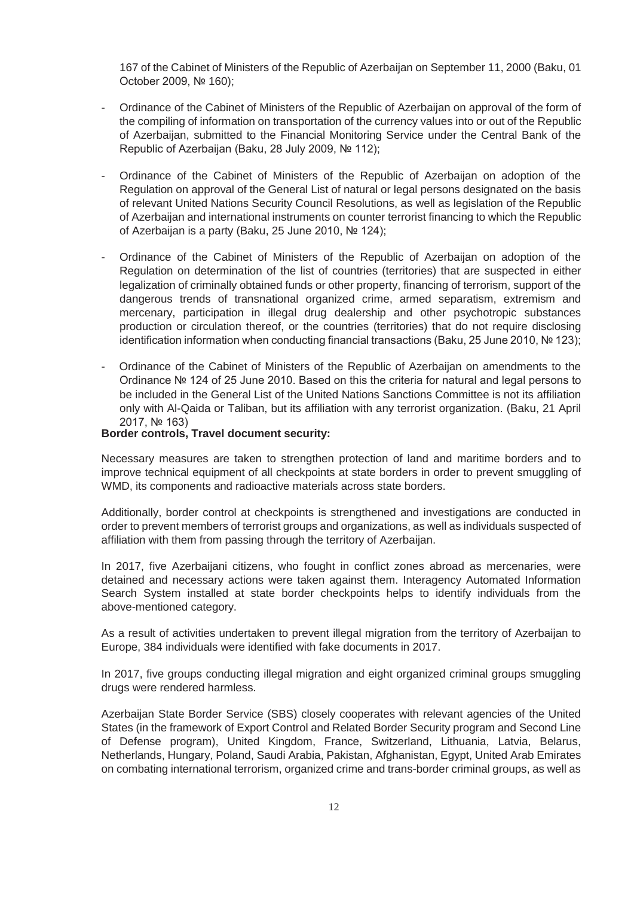167 of the Cabinet of Ministers of the Republic of Azerbaijan on September 11, 2000 (Baku, 01 October 2009, № 160);

- Ordinance of the Cabinet of Ministers of the Republic of Azerbaijan on approval of the form of the compiling of information on transportation of the currency values into or out of the Republic of Azerbaijan, submitted to the Financial Monitoring Service under the Central Bank of the Republic of Azerbaijan (Baku, 28 July 2009, № 112);

- Ordinance of the Cabinet of Ministers of the Republic of Azerbaijan on adoption of the Regulation on approval of the General List of natural or legal persons designated on the basis of relevant United Nations Security Council Resolutions, as well as legislation of the Republic of Azerbaijan and international instruments on counter terrorist financing to which the Republic of Azerbaijan is a party (Baku, 25 June 2010, № 124);

- Ordinance of the Cabinet of Ministers of the Republic of Azerbaijan on adoption of the Regulation on determination of the list of countries (territories) that are suspected in either legalization of criminally obtained funds or other property, financing of terrorism, support of the dangerous trends of transnational organized crime, armed separatism, extremism and mercenary, participation in illegal drug dealership and other psychotropic substances production or circulation thereof, or the countries (territories) that do not require disclosing identification information when conducting financial transactions (Baku, 25 June 2010, № 123);

- Ordinance of the Cabinet of Ministers of the Republic of Azerbaijan on amendments to the Ordinance № 124 of 25 June 2010. Based on this the criteria for natural and legal persons to be included in the General List of the United Nations Sanctions Committee is not its affiliation only with Al-Qaida or Taliban, but its affiliation with any terrorist organization. (Baku, 21 April 2017, № 163)

**Border controls, Travel document security:**

Necessary measures are taken to strengthen protection of land and maritime borders and to improve technical equipment of all checkpoints at state borders in order to prevent smuggling of WMD, its components and radioactive materials across state borders.

Additionally, border control at checkpoints is strengthened and investigations are conducted in order to prevent members of terrorist groups and organizations, as well as individuals suspected of affiliation with them from passing through the territory of Azerbaijan.

In 2017, five Azerbaijani citizens, who fought in conflict zones abroad as mercenaries, were detained and necessary actions were taken against them. Interagency Automated Information Search System installed at state border checkpoints helps to identify individuals from the above-mentioned category.

As a result of activities undertaken to prevent illegal migration from the territory of Azerbaijan to Europe, 384 individuals were identified with fake documents in 2017.

In 2017, five groups conducting illegal migration and eight organized criminal groups smuggling drugs were rendered harmless.

Azerbaijan State Border Service (SBS) closely cooperates with relevant agencies of the United States (in the framework of Export Control and Related Border Security program and Second Line of Defense program), United Kingdom, France, Switzerland, Lithuania, Latvia, Belarus, Netherlands, Hungary, Poland, Saudi Arabia, Pakistan, Afghanistan, Egypt, United Arab Emirates on combating international terrorism, organized crime and trans-border criminal groups, as well as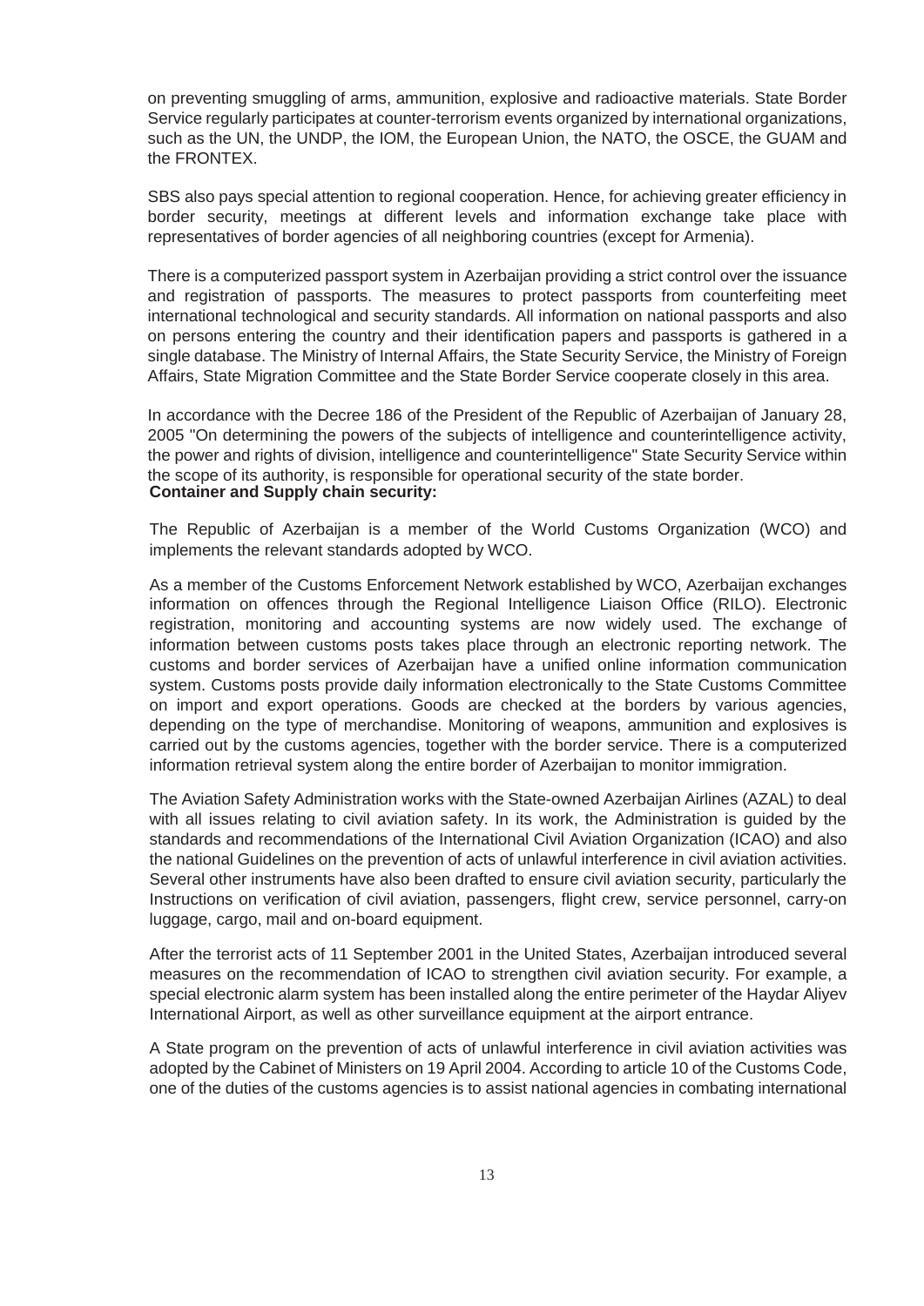on preventing smuggling of arms, ammunition, explosive and radioactive materials. State Border Service regularly participates at counter-terrorism events organized by international organizations, such as the UN, the UNDP, the IOM, the European Union, the NATO, the OSCE, the GUAM and the FRONTEX.

SBS also pays special attention to regional cooperation. Hence, for achieving greater efficiency in border security, meetings at different levels and information exchange take place with representatives of border agencies of all neighboring countries (except for Armenia).

There is a computerized passport system in Azerbaijan providing a strict control over the issuance and registration of passports. The measures to protect passports from counterfeiting meet international technological and security standards. All information on national passports and also on persons entering the country and their identification papers and passports is gathered in a single database. The Ministry of Internal Affairs, the State Security Service, the Ministry of Foreign Affairs, State Migration Committee and the State Border Service cooperate closely in this area.

In accordance with the Decree 186 of the President of the Republic of Azerbaijan of January 28, 2005 "On determining the powers of the subjects of intelligence and counterintelligence activity, the power and rights of division, intelligence and counterintelligence" State Security Service within the scope of its authority, is responsible for operational security of the state border.

**Container and Supply chain security:**

The Republic of Azerbaijan is a member of the World Customs Organization (WCO) and implements the relevant standards adopted by WCO.

As a member of the Customs Enforcement Network established by WCO, Azerbaijan exchanges information on offences through the Regional Intelligence Liaison Office (RILO). Electronic registration, monitoring and accounting systems are now widely used. The exchange of information between customs posts takes place through an electronic reporting network. The customs and border services of Azerbaijan have a unified online information communication system. Customs posts provide daily information electronically to the State Customs Committee on import and export operations. Goods are checked at the borders by various agencies, depending on the type of merchandise. Monitoring of weapons, ammunition and explosives is carried out by the customs agencies, together with the border service. There is a computerized information retrieval system along the entire border of Azerbaijan to monitor immigration.

The Aviation Safety Administration works with the State-owned Azerbaijan Airlines (AZAL) to deal with all issues relating to civil aviation safety. In its work, the Administration is guided by the standards and recommendations of the International Civil Aviation Organization (ICAO) and also the national Guidelines on the prevention of acts of unlawful interference in civil aviation activities. Several other instruments have also been drafted to ensure civil aviation security, particularly the Instructions on verification of civil aviation, passengers, flight crew, service personnel, carry-on luggage, cargo, mail and on-board equipment.

After the terrorist acts of 11 September 2001 in the United States, Azerbaijan introduced several measures on the recommendation of ICAO to strengthen civil aviation security. For example, a special electronic alarm system has been installed along the entire perimeter of the Haydar Aliyev International Airport, as well as other surveillance equipment at the airport entrance.

A State program on the prevention of acts of unlawful interference in civil aviation activities was adopted by the Cabinet of Ministers on 19 April 2004. According to article 10 of the Customs Code, one of the duties of the customs agencies is to assist national agencies in combating international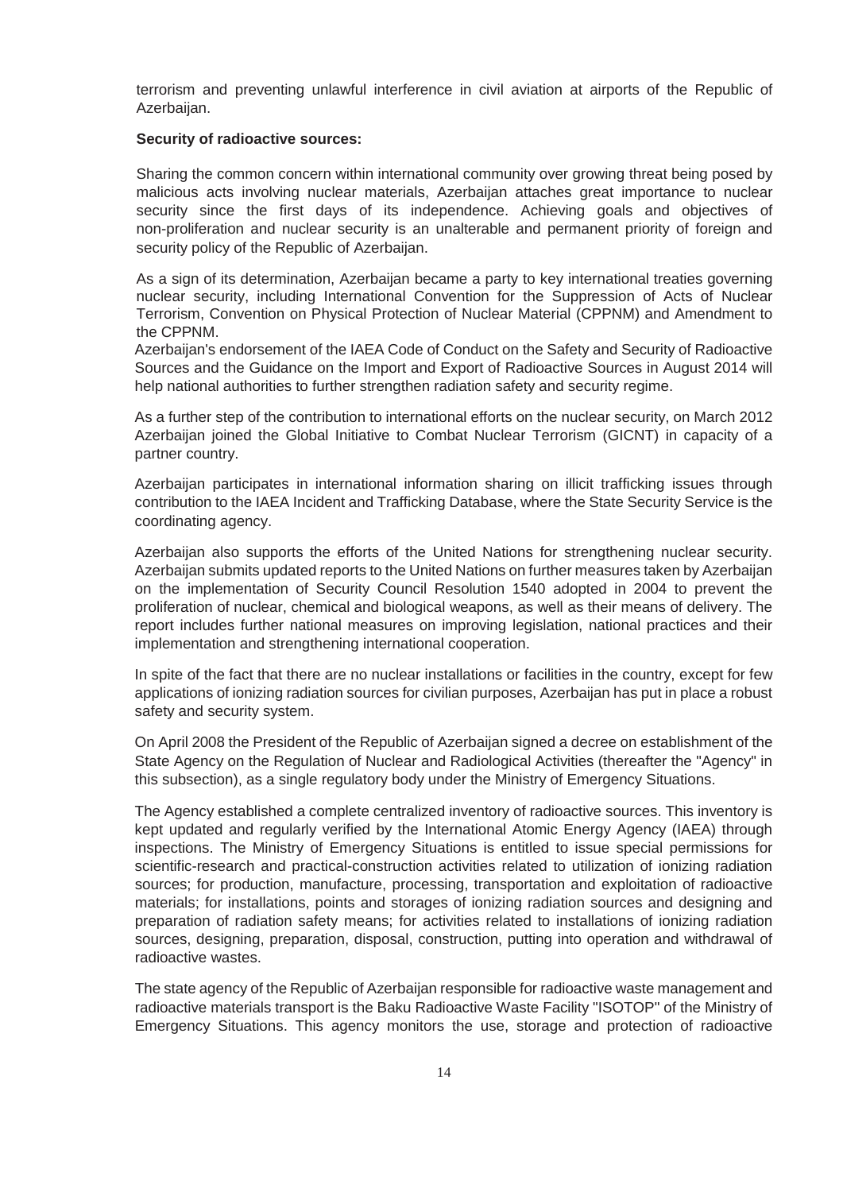terrorism and preventing unlawful interference in civil aviation at airports of the Republic of Azerbaijan.

**Security of radioactive sources:**

Sharing the common concern within international community over growing threat being posed by malicious acts involving nuclear materials, Azerbaijan attaches great importance to nuclear security since the first days of its independence. Achieving goals and objectives of non-proliferation and nuclear security is an unalterable and permanent priority of foreign and security policy of the Republic of Azerbaijan.

As a sign of its determination, Azerbaijan became a party to key international treaties governing nuclear security, including International Convention for the Suppression of Acts of Nuclear Terrorism, Convention on Physical Protection of Nuclear Material (CPPNM) and Amendment to the CPPNM.

Azerbaijan's endorsement of the IAEA Code of Conduct on the Safety and Security of Radioactive Sources and the Guidance on the Import and Export of Radioactive Sources in August 2014 will help national authorities to further strengthen radiation safety and security regime.

As a further step of the contribution to international efforts on the nuclear security, on March 2012 Azerbaijan joined the Global Initiative to Combat Nuclear Terrorism (GICNT) in capacity of a partner country.

Azerbaijan participates in international information sharing on illicit trafficking issues through contribution to the IAEA Incident and Trafficking Database, where the State Security Service is the coordinating agency.

Azerbaijan also supports the efforts of the United Nations for strengthening nuclear security. Azerbaijan submits updated reports to the United Nations on further measures taken by Azerbaijan on the implementation of Security Council Resolution 1540 adopted in 2004 to prevent the proliferation of nuclear, chemical and biological weapons, as well as their means of delivery. The report includes further national measures on improving legislation, national practices and their implementation and strengthening international cooperation.

In spite of the fact that there are no nuclear installations or facilities in the country, except for few applications of ionizing radiation sources for civilian purposes, Azerbaijan has put in place a robust safety and security system.

On April 2008 the President of the Republic of Azerbaijan signed a decree on establishment of the State Agency on the Regulation of Nuclear and Radiological Activities (thereafter the "Agency" in this subsection), as a single regulatory body under the Ministry of Emergency Situations.

The Agency established a complete centralized inventory of radioactive sources. This inventory is kept updated and regularly verified by the International Atomic Energy Agency (IAEA) through inspections. The Ministry of Emergency Situations is entitled to issue special permissions for scientific-research and practical-construction activities related to utilization of ionizing radiation sources; for production, manufacture, processing, transportation and exploitation of radioactive materials; for installations, points and storages of ionizing radiation sources and designing and preparation of radiation safety means; for activities related to installations of ionizing radiation sources, designing, preparation, disposal, construction, putting into operation and withdrawal of radioactive wastes.

The state agency of the Republic of Azerbaijan responsible for radioactive waste management and radioactive materials transport is the Baku Radioactive Waste Facility "ISOTOP" of the Ministry of Emergency Situations. This agency monitors the use, storage and protection of radioactive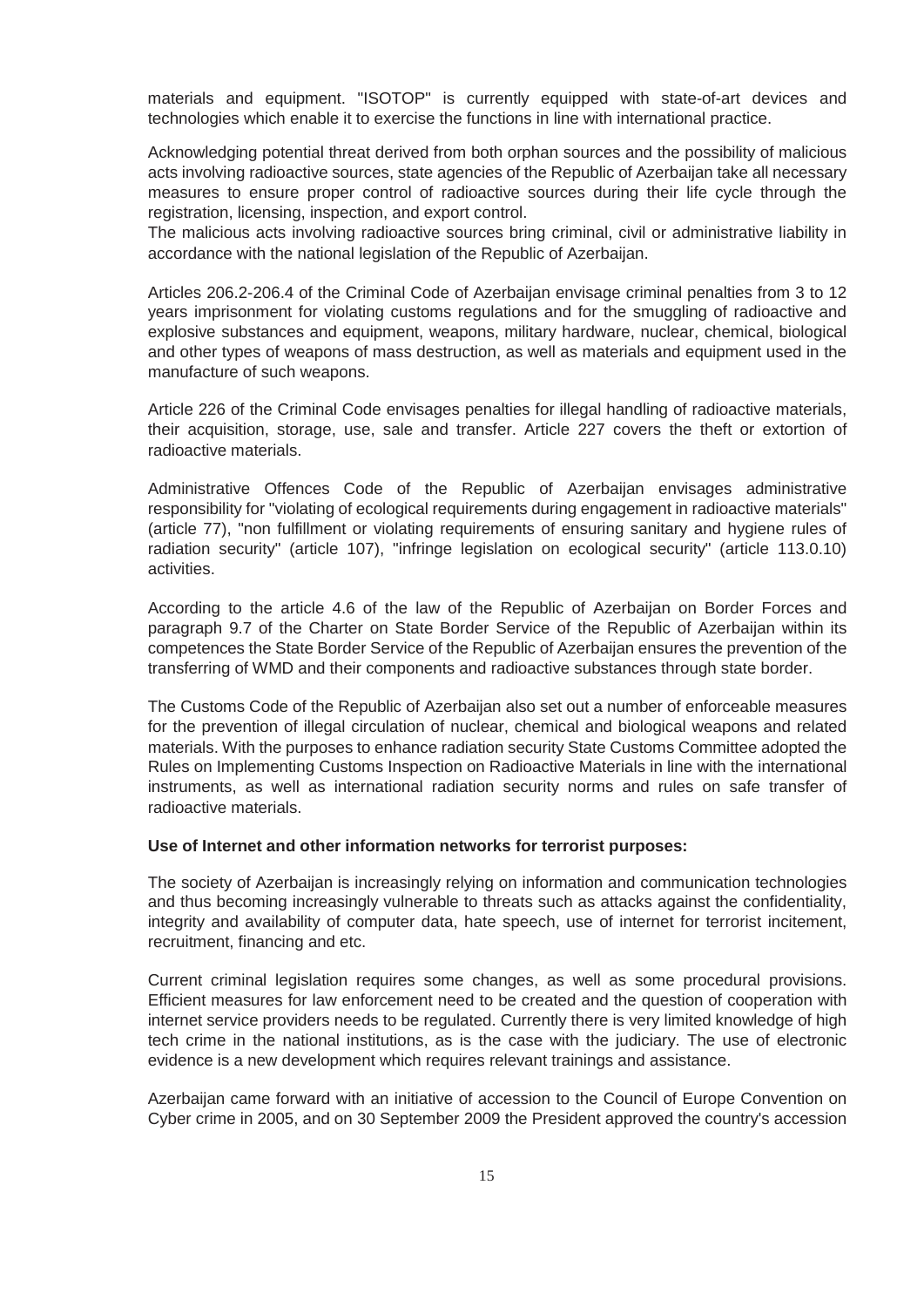materials and equipment. "ISOTOP" is currently equipped with state-of-art devices and technologies which enable it to exercise the functions in line with international practice.

Acknowledging potential threat derived from both orphan sources and the possibility of malicious acts involving radioactive sources, state agencies of the Republic of Azerbaijan take all necessary measures to ensure proper control of radioactive sources during their life cycle through the registration, licensing, inspection, and export control.
The malicious acts involving radioactive sources bring criminal, civil or administrative liability in accordance with the national legislation of the Republic of Azerbaijan.

Articles 206.2-206.4 of the Criminal Code of Azerbaijan envisage criminal penalties from 3 to 12 years imprisonment for violating customs regulations and for the smuggling of radioactive and explosive substances and equipment, weapons, military hardware, nuclear, chemical, biological and other types of weapons of mass destruction, as well as materials and equipment used in the manufacture of such weapons.

Article 226 of the Criminal Code envisages penalties for illegal handling of radioactive materials, their acquisition, storage, use, sale and transfer. Article 227 covers the theft or extortion of radioactive materials.

Administrative Offences Code of the Republic of Azerbaijan envisages administrative responsibility for "violating of ecological requirements during engagement in radioactive materials" (article 77), "non fulfillment or violating requirements of ensuring sanitary and hygiene rules of radiation security" (article 107), "infringe legislation on ecological security" (article 113.0.10) activities.

According to the article 4.6 of the law of the Republic of Azerbaijan on Border Forces and paragraph 9.7 of the Charter on State Border Service of the Republic of Azerbaijan within its competences the State Border Service of the Republic of Azerbaijan ensures the prevention of the transferring of WMD and their components and radioactive substances through state border.

The Customs Code of the Republic of Azerbaijan also set out a number of enforceable measures for the prevention of illegal circulation of nuclear, chemical and biological weapons and related materials. With the purposes to enhance radiation security State Customs Committee adopted the Rules on Implementing Customs Inspection on Radioactive Materials in line with the international instruments, as well as international radiation security norms and rules on safe transfer of radioactive materials.

**Use of Internet and other information networks for terrorist purposes:**

The society of Azerbaijan is increasingly relying on information and communication technologies and thus becoming increasingly vulnerable to threats such as attacks against the confidentiality, integrity and availability of computer data, hate speech, use of internet for terrorist incitement, recruitment, financing and etc.

Current criminal legislation requires some changes, as well as some procedural provisions. Efficient measures for law enforcement need to be created and the question of cooperation with internet service providers needs to be regulated. Currently there is very limited knowledge of high tech crime in the national institutions, as is the case with the judiciary. The use of electronic evidence is a new development which requires relevant trainings and assistance.

Azerbaijan came forward with an initiative of accession to the Council of Europe Convention on Cyber crime in 2005, and on 30 September 2009 the President approved the country's accession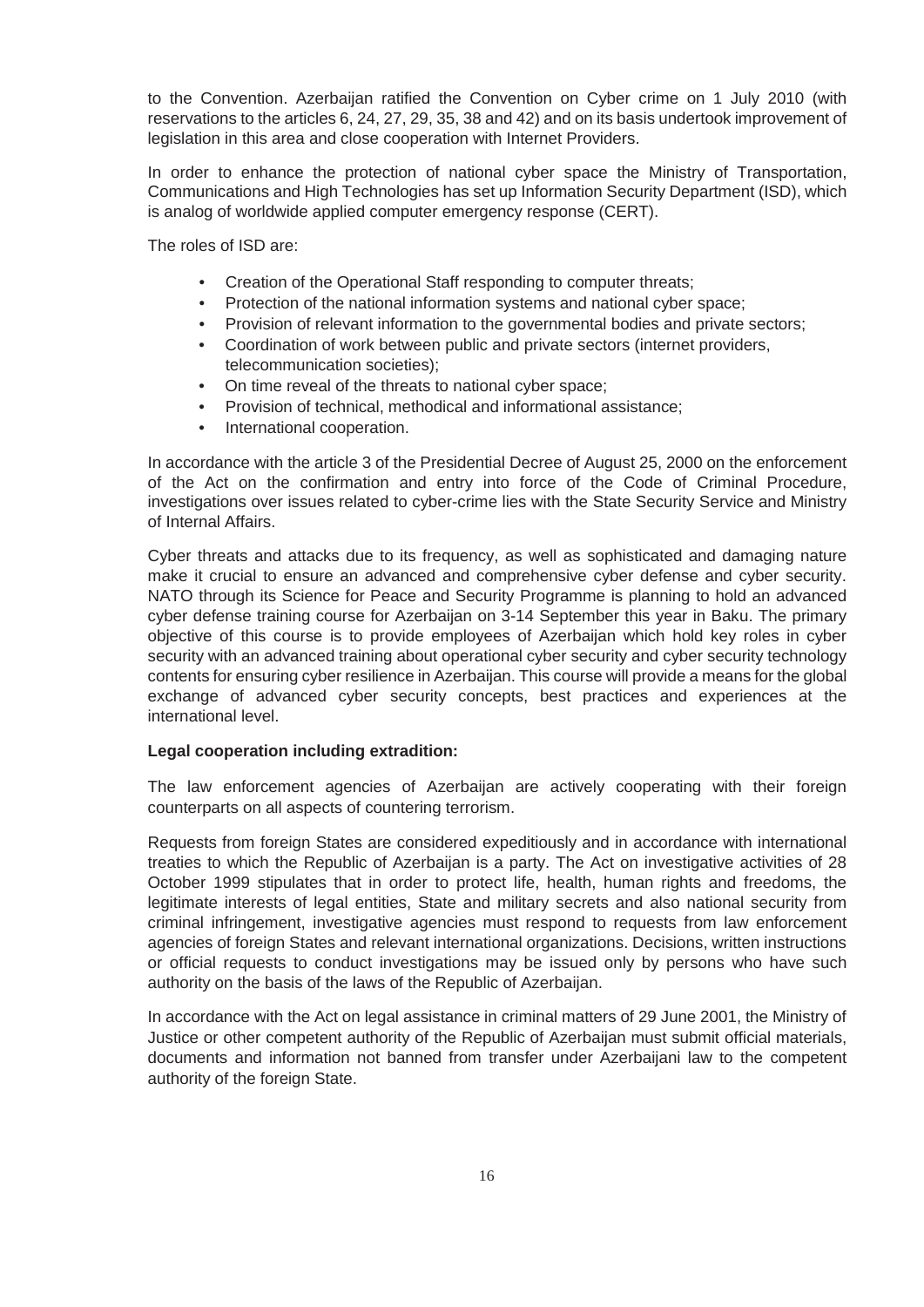to the Convention. Azerbaijan ratified the Convention on Cyber crime on 1 July 2010 (with reservations to the articles 6, 24, 27, 29, 35, 38 and 42) and on its basis undertook improvement of legislation in this area and close cooperation with Internet Providers.

In order to enhance the protection of national cyber space the Ministry of Transportation, Communications and High Technologies has set up Information Security Department (ISD), which is analog of worldwide applied computer emergency response (CERT).

The roles of ISD are:

- Creation of the Operational Staff responding to computer threats;
- Protection of the national information systems and national cyber space;
- Provision of relevant information to the governmental bodies and private sectors;
- Coordination of work between public and private sectors (internet providers, telecommunication societies);
- On time reveal of the threats to national cyber space;
- Provision of technical, methodical and informational assistance;
- International cooperation.

In accordance with the article 3 of the Presidential Decree of August 25, 2000 on the enforcement of the Act on the confirmation and entry into force of the Code of Criminal Procedure, investigations over issues related to cyber-crime lies with the State Security Service and Ministry of Internal Affairs.

Cyber threats and attacks due to its frequency, as well as sophisticated and damaging nature make it crucial to ensure an advanced and comprehensive cyber defense and cyber security. NATO through its Science for Peace and Security Programme is planning to hold an advanced cyber defense training course for Azerbaijan on 3-14 September this year in Baku. The primary objective of this course is to provide employees of Azerbaijan which hold key roles in cyber security with an advanced training about operational cyber security and cyber security technology contents for ensuring cyber resilience in Azerbaijan. This course will provide a means for the global exchange of advanced cyber security concepts, best practices and experiences at the international level.

**Legal cooperation including extradition:**

The law enforcement agencies of Azerbaijan are actively cooperating with their foreign counterparts on all aspects of countering terrorism.

Requests from foreign States are considered expeditiously and in accordance with international treaties to which the Republic of Azerbaijan is a party. The Act on investigative activities of 28 October 1999 stipulates that in order to protect life, health, human rights and freedoms, the legitimate interests of legal entities, State and military secrets and also national security from criminal infringement, investigative agencies must respond to requests from law enforcement agencies of foreign States and relevant international organizations. Decisions, written instructions or official requests to conduct investigations may be issued only by persons who have such authority on the basis of the laws of the Republic of Azerbaijan.

In accordance with the Act on legal assistance in criminal matters of 29 June 2001, the Ministry of Justice or other competent authority of the Republic of Azerbaijan must submit official materials, documents and information not banned from transfer under Azerbaijani law to the competent authority of the foreign State.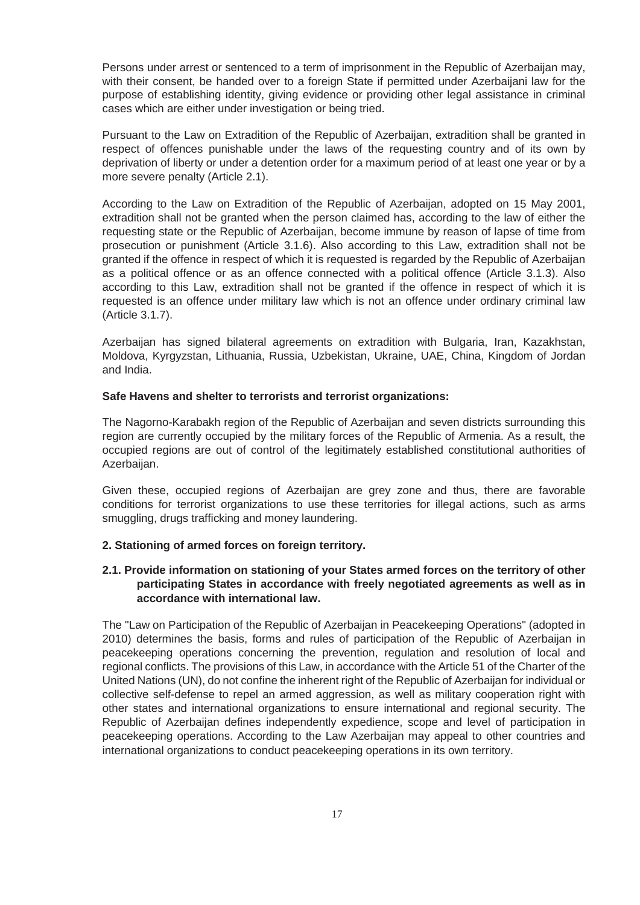Persons under arrest or sentenced to a term of imprisonment in the Republic of Azerbaijan may, with their consent, be handed over to a foreign State if permitted under Azerbaijani law for the purpose of establishing identity, giving evidence or providing other legal assistance in criminal cases which are either under investigation or being tried.

Pursuant to the Law on Extradition of the Republic of Azerbaijan, extradition shall be granted in respect of offences punishable under the laws of the requesting country and of its own by deprivation of liberty or under a detention order for a maximum period of at least one year or by a more severe penalty (Article 2.1).

According to the Law on Extradition of the Republic of Azerbaijan, adopted on 15 May 2001, extradition shall not be granted when the person claimed has, according to the law of either the requesting state or the Republic of Azerbaijan, become immune by reason of lapse of time from prosecution or punishment (Article 3.1.6). Also according to this Law, extradition shall not be granted if the offence in respect of which it is requested is regarded by the Republic of Azerbaijan as a political offence or as an offence connected with a political offence (Article 3.1.3). Also according to this Law, extradition shall not be granted if the offence in respect of which it is requested is an offence under military law which is not an offence under ordinary criminal law (Article 3.1.7).

Azerbaijan has signed bilateral agreements on extradition with Bulgaria, Iran, Kazakhstan, Moldova, Kyrgyzstan, Lithuania, Russia, Uzbekistan, Ukraine, UAE, China, Kingdom of Jordan and India.

**Safe Havens and shelter to terrorists and terrorist organizations:**

The Nagorno-Karabakh region of the Republic of Azerbaijan and seven districts surrounding this region are currently occupied by the military forces of the Republic of Armenia. As a result, the occupied regions are out of control of the legitimately established constitutional authorities of Azerbaijan.

Given these, occupied regions of Azerbaijan are grey zone and thus, there are favorable conditions for terrorist organizations to use these territories for illegal actions, such as arms smuggling, drugs trafficking and money laundering.

### 2. Stationing of armed forces on foreign territory.

#### 2.1. Provide information on stationing of your States armed forces on the territory of other participating States in accordance with freely negotiated agreements as well as in accordance with international law.

The "Law on Participation of the Republic of Azerbaijan in Peacekeeping Operations" (adopted in 2010) determines the basis, forms and rules of participation of the Republic of Azerbaijan in peacekeeping operations concerning the prevention, regulation and resolution of local and regional conflicts. The provisions of this Law, in accordance with the Article 51 of the Charter of the United Nations (UN), do not confine the inherent right of the Republic of Azerbaijan for individual or collective self-defense to repel an armed aggression, as well as military cooperation right with other states and international organizations to ensure international and regional security. The Republic of Azerbaijan defines independently expedience, scope and level of participation in peacekeeping operations. According to the Law Azerbaijan may appeal to other countries and international organizations to conduct peacekeeping operations in its own territory.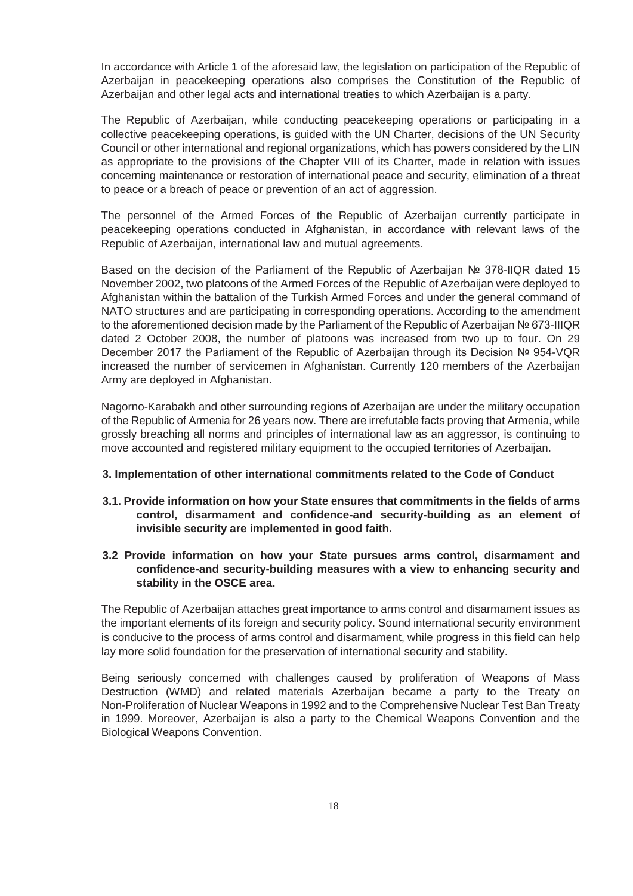In accordance with Article 1 of the aforesaid law, the legislation on participation of the Republic of Azerbaijan in peacekeeping operations also comprises the Constitution of the Republic of Azerbaijan and other legal acts and international treaties to which Azerbaijan is a party.

The Republic of Azerbaijan, while conducting peacekeeping operations or participating in a collective peacekeeping operations, is guided with the UN Charter, decisions of the UN Security Council or other international and regional organizations, which has powers considered by the LIN as appropriate to the provisions of the Chapter VIII of its Charter, made in relation with issues concerning maintenance or restoration of international peace and security, elimination of a threat to peace or a breach of peace or prevention of an act of aggression.

The personnel of the Armed Forces of the Republic of Azerbaijan currently participate in peacekeeping operations conducted in Afghanistan, in accordance with relevant laws of the Republic of Azerbaijan, international law and mutual agreements.

Based on the decision of the Parliament of the Republic of Azerbaijan № 378-IIQR dated 15 November 2002, two platoons of the Armed Forces of the Republic of Azerbaijan were deployed to Afghanistan within the battalion of the Turkish Armed Forces and under the general command of NATO structures and are participating in corresponding operations. According to the amendment to the aforementioned decision made by the Parliament of the Republic of Azerbaijan № 673-IIIQR dated 2 October 2008, the number of platoons was increased from two up to four. On 29 December 2017 the Parliament of the Republic of Azerbaijan through its Decision № 954-VQR increased the number of servicemen in Afghanistan. Currently 120 members of the Azerbaijan Army are deployed in Afghanistan.

Nagorno-Karabakh and other surrounding regions of Azerbaijan are under the military occupation of the Republic of Armenia for 26 years now. There are irrefutable facts proving that Armenia, while grossly breaching all norms and principles of international law as an aggressor, is continuing to move accounted and registered military equipment to the occupied territories of Azerbaijan.

### 3. Implementation of other international commitments related to the Code of Conduct

**3.1. Provide information on how your State ensures that commitments in the fields of arms control, disarmament and confidence-and security-building as an element of invisible security are implemented in good faith.**

**3.2 Provide information on how your State pursues arms control, disarmament and confidence-and security-building measures with a view to enhancing security and stability in the OSCE area.**

The Republic of Azerbaijan attaches great importance to arms control and disarmament issues as the important elements of its foreign and security policy. Sound international security environment is conducive to the process of arms control and disarmament, while progress in this field can help lay more solid foundation for the preservation of international security and stability.

Being seriously concerned with challenges caused by proliferation of Weapons of Mass Destruction (WMD) and related materials Azerbaijan became a party to the Treaty on Non-Proliferation of Nuclear Weapons in 1992 and to the Comprehensive Nuclear Test Ban Treaty in 1999. Moreover, Azerbaijan is also a party to the Chemical Weapons Convention and the Biological Weapons Convention.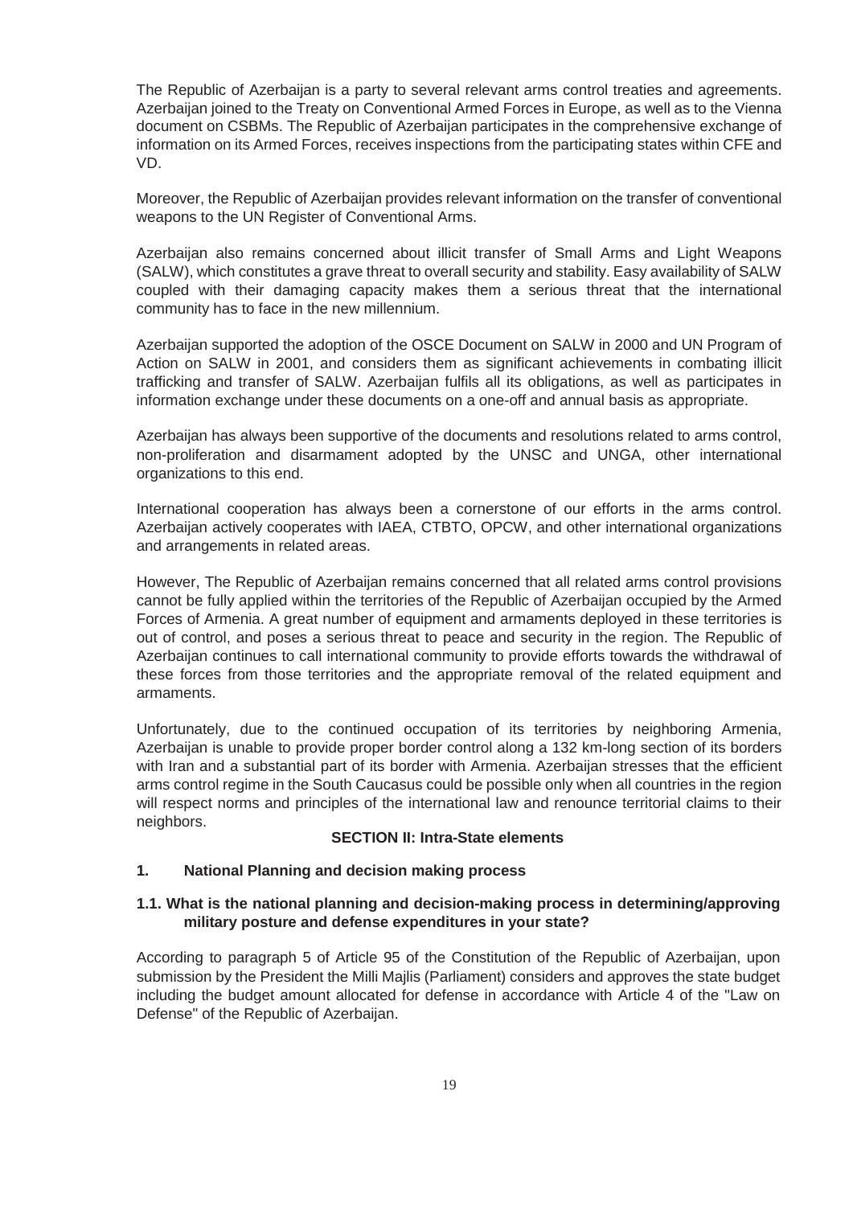The Republic of Azerbaijan is a party to several relevant arms control treaties and agreements. Azerbaijan joined to the Treaty on Conventional Armed Forces in Europe, as well as to the Vienna document on CSBMs. The Republic of Azerbaijan participates in the comprehensive exchange of information on its Armed Forces, receives inspections from the participating states within CFE and VD.

Moreover, the Republic of Azerbaijan provides relevant information on the transfer of conventional weapons to the UN Register of Conventional Arms.

Azerbaijan also remains concerned about illicit transfer of Small Arms and Light Weapons (SALW), which constitutes a grave threat to overall security and stability. Easy availability of SALW coupled with their damaging capacity makes them a serious threat that the international community has to face in the new millennium.

Azerbaijan supported the adoption of the OSCE Document on SALW in 2000 and UN Program of Action on SALW in 2001, and considers them as significant achievements in combating illicit trafficking and transfer of SALW. Azerbaijan fulfils all its obligations, as well as participates in information exchange under these documents on a one-off and annual basis as appropriate.

Azerbaijan has always been supportive of the documents and resolutions related to arms control, non-proliferation and disarmament adopted by the UNSC and UNGA, other international organizations to this end.

International cooperation has always been a cornerstone of our efforts in the arms control. Azerbaijan actively cooperates with IAEA, CTBTO, OPCW, and other international organizations and arrangements in related areas.

However, The Republic of Azerbaijan remains concerned that all related arms control provisions cannot be fully applied within the territories of the Republic of Azerbaijan occupied by the Armed Forces of Armenia. A great number of equipment and armaments deployed in these territories is out of control, and poses a serious threat to peace and security in the region. The Republic of Azerbaijan continues to call international community to provide efforts towards the withdrawal of these forces from those territories and the appropriate removal of the related equipment and armaments.

Unfortunately, due to the continued occupation of its territories by neighboring Armenia, Azerbaijan is unable to provide proper border control along a 132 km-long section of its borders with Iran and a substantial part of its border with Armenia. Azerbaijan stresses that the efficient arms control regime in the South Caucasus could be possible only when all countries in the region will respect norms and principles of the international law and renounce territorial claims to their neighbors.

## SECTION II: Intra-State elements

### 1. National Planning and decision making process

#### 1.1. What is the national planning and decision-making process in determining/approving military posture and defense expenditures in your state?

According to paragraph 5 of Article 95 of the Constitution of the Republic of Azerbaijan, upon submission by the President the Milli Majlis (Parliament) considers and approves the state budget including the budget amount allocated for defense in accordance with Article 4 of the "Law on Defense" of the Republic of Azerbaijan.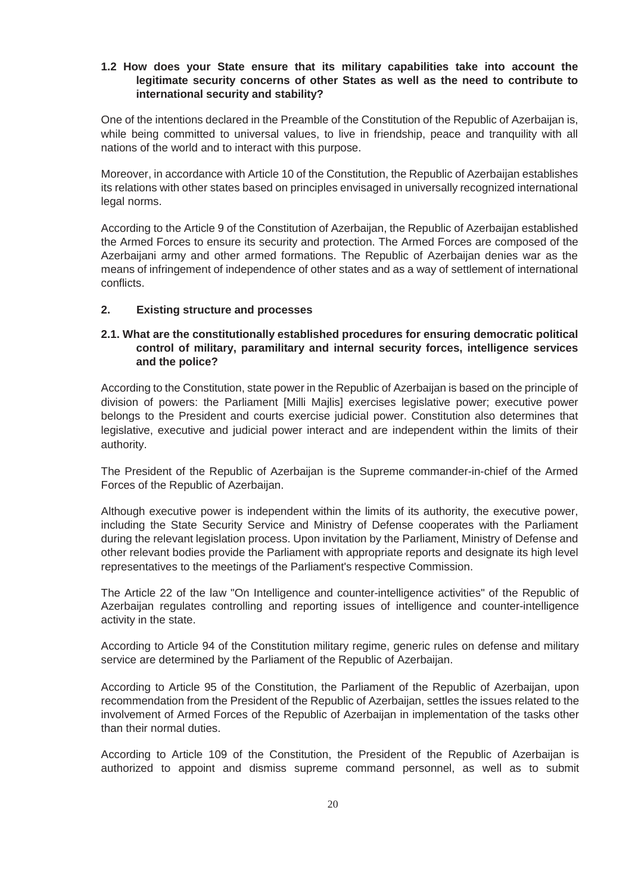### 1.2 How does your State ensure that its military capabilities take into account the legitimate security concerns of other States as well as the need to contribute to international security and stability?

One of the intentions declared in the Preamble of the Constitution of the Republic of Azerbaijan is, while being committed to universal values, to live in friendship, peace and tranquility with all nations of the world and to interact with this purpose.

Moreover, in accordance with Article 10 of the Constitution, the Republic of Azerbaijan establishes its relations with other states based on principles envisaged in universally recognized international legal norms.

According to the Article 9 of the Constitution of Azerbaijan, the Republic of Azerbaijan established the Armed Forces to ensure its security and protection. The Armed Forces are composed of the Azerbaijani army and other armed formations. The Republic of Azerbaijan denies war as the means of infringement of independence of other states and as a way of settlement of international conflicts.

## 2. Existing structure and processes

### 2.1. What are the constitutionally established procedures for ensuring democratic political control of military, paramilitary and internal security forces, intelligence services and the police?

According to the Constitution, state power in the Republic of Azerbaijan is based on the principle of division of powers: the Parliament [Milli Majlis] exercises legislative power; executive power belongs to the President and courts exercise judicial power. Constitution also determines that legislative, executive and judicial power interact and are independent within the limits of their authority.

The President of the Republic of Azerbaijan is the Supreme commander-in-chief of the Armed Forces of the Republic of Azerbaijan.

Although executive power is independent within the limits of its authority, the executive power, including the State Security Service and Ministry of Defense cooperates with the Parliament during the relevant legislation process. Upon invitation by the Parliament, Ministry of Defense and other relevant bodies provide the Parliament with appropriate reports and designate its high level representatives to the meetings of the Parliament's respective Commission.

The Article 22 of the law "On Intelligence and counter-intelligence activities" of the Republic of Azerbaijan regulates controlling and reporting issues of intelligence and counter-intelligence activity in the state.

According to Article 94 of the Constitution military regime, generic rules on defense and military service are determined by the Parliament of the Republic of Azerbaijan.

According to Article 95 of the Constitution, the Parliament of the Republic of Azerbaijan, upon recommendation from the President of the Republic of Azerbaijan, settles the issues related to the involvement of Armed Forces of the Republic of Azerbaijan in implementation of the tasks other than their normal duties.

According to Article 109 of the Constitution, the President of the Republic of Azerbaijan is authorized to appoint and dismiss supreme command personnel, as well as to submit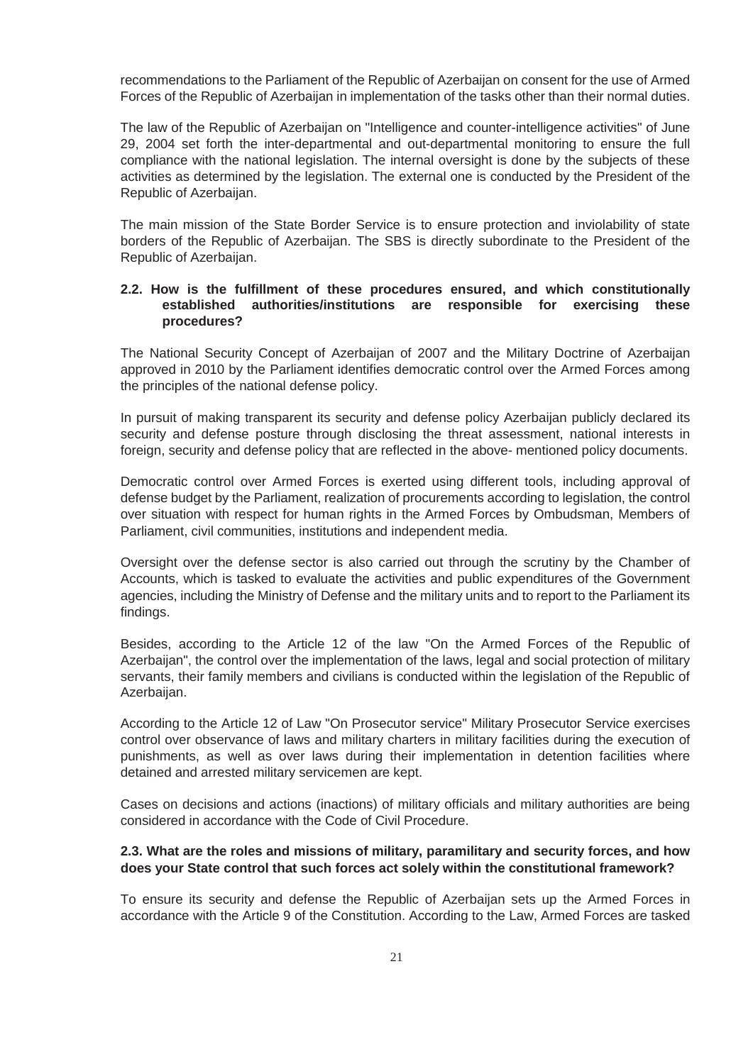recommendations to the Parliament of the Republic of Azerbaijan on consent for the use of Armed Forces of the Republic of Azerbaijan in implementation of the tasks other than their normal duties.

The law of the Republic of Azerbaijan on "Intelligence and counter-intelligence activities" of June 29, 2004 set forth the inter-departmental and out-departmental monitoring to ensure the full compliance with the national legislation. The internal oversight is done by the subjects of these activities as determined by the legislation. The external one is conducted by the President of the Republic of Azerbaijan.

The main mission of the State Border Service is to ensure protection and inviolability of state borders of the Republic of Azerbaijan. The SBS is directly subordinate to the President of the Republic of Azerbaijan.

**2.2. How is the fulfillment of these procedures ensured, and which constitutionally established authorities/institutions are responsible for exercising these procedures?**

The National Security Concept of Azerbaijan of 2007 and the Military Doctrine of Azerbaijan approved in 2010 by the Parliament identifies democratic control over the Armed Forces among the principles of the national defense policy.

In pursuit of making transparent its security and defense policy Azerbaijan publicly declared its security and defense posture through disclosing the threat assessment, national interests in foreign, security and defense policy that are reflected in the above- mentioned policy documents.

Democratic control over Armed Forces is exerted using different tools, including approval of defense budget by the Parliament, realization of procurements according to legislation, the control over situation with respect for human rights in the Armed Forces by Ombudsman, Members of Parliament, civil communities, institutions and independent media.

Oversight over the defense sector is also carried out through the scrutiny by the Chamber of Accounts, which is tasked to evaluate the activities and public expenditures of the Government agencies, including the Ministry of Defense and the military units and to report to the Parliament its findings.

Besides, according to the Article 12 of the law "On the Armed Forces of the Republic of Azerbaijan", the control over the implementation of the laws, legal and social protection of military servants, their family members and civilians is conducted within the legislation of the Republic of Azerbaijan.

According to the Article 12 of Law "On Prosecutor service" Military Prosecutor Service exercises control over observance of laws and military charters in military facilities during the execution of punishments, as well as over laws during their implementation in detention facilities where detained and arrested military servicemen are kept.

Cases on decisions and actions (inactions) of military officials and military authorities are being considered in accordance with the Code of Civil Procedure.

**2.3. What are the roles and missions of military, paramilitary and security forces, and how does your State control that such forces act solely within the constitutional framework?**

To ensure its security and defense the Republic of Azerbaijan sets up the Armed Forces in accordance with the Article 9 of the Constitution. According to the Law, Armed Forces are tasked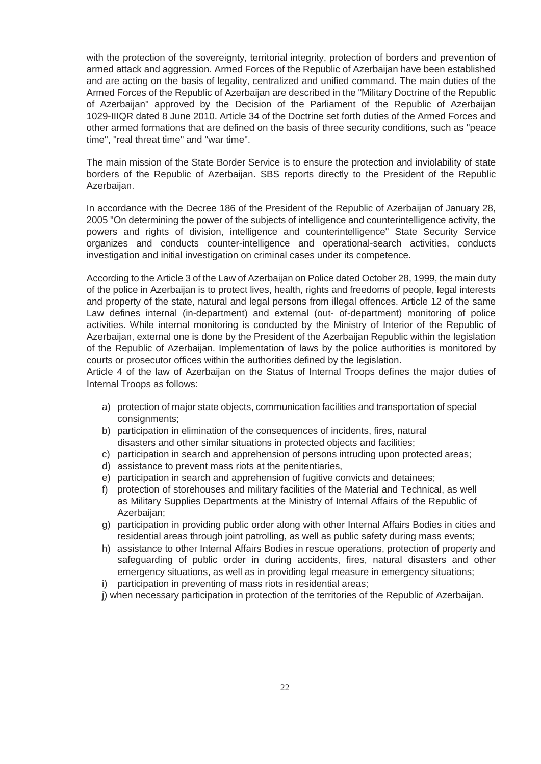with the protection of the sovereignty, territorial integrity, protection of borders and prevention of armed attack and aggression. Armed Forces of the Republic of Azerbaijan have been established and are acting on the basis of legality, centralized and unified command. The main duties of the Armed Forces of the Republic of Azerbaijan are described in the "Military Doctrine of the Republic of Azerbaijan" approved by the Decision of the Parliament of the Republic of Azerbaijan 1029-IIIQR dated 8 June 2010. Article 34 of the Doctrine set forth duties of the Armed Forces and other armed formations that are defined on the basis of three security conditions, such as "peace time", "real threat time" and "war time".

The main mission of the State Border Service is to ensure the protection and inviolability of state borders of the Republic of Azerbaijan. SBS reports directly to the President of the Republic Azerbaijan.

In accordance with the Decree 186 of the President of the Republic of Azerbaijan of January 28, 2005 "On determining the power of the subjects of intelligence and counterintelligence activity, the powers and rights of division, intelligence and counterintelligence" State Security Service organizes and conducts counter-intelligence and operational-search activities, conducts investigation and initial investigation on criminal cases under its competence.

According to the Article 3 of the Law of Azerbaijan on Police dated October 28, 1999, the main duty of the police in Azerbaijan is to protect lives, health, rights and freedoms of people, legal interests and property of the state, natural and legal persons from illegal offences. Article 12 of the same Law defines internal (in-department) and external (out- of-department) monitoring of police activities. While internal monitoring is conducted by the Ministry of Interior of the Republic of Azerbaijan, external one is done by the President of the Azerbaijan Republic within the legislation of the Republic of Azerbaijan. Implementation of laws by the police authorities is monitored by courts or prosecutor offices within the authorities defined by the legislation.

Article 4 of the law of Azerbaijan on the Status of Internal Troops defines the major duties of Internal Troops as follows:

a) protection of major state objects, communication facilities and transportation of special consignments;
b) participation in elimination of the consequences of incidents, fires, natural disasters and other similar situations in protected objects and facilities;
c) participation in search and apprehension of persons intruding upon protected areas;
d) assistance to prevent mass riots at the penitentiaries,
e) participation in search and apprehension of fugitive convicts and detainees;
f) protection of storehouses and military facilities of the Material and Technical, as well as Military Supplies Departments at the Ministry of Internal Affairs of the Republic of Azerbaijan;
g) participation in providing public order along with other Internal Affairs Bodies in cities and residential areas through joint patrolling, as well as public safety during mass events;
h) assistance to other Internal Affairs Bodies in rescue operations, protection of property and safeguarding of public order in during accidents, fires, natural disasters and other emergency situations, as well as in providing legal measure in emergency situations;
i) participation in preventing of mass riots in residential areas;
j) when necessary participation in protection of the territories of the Republic of Azerbaijan.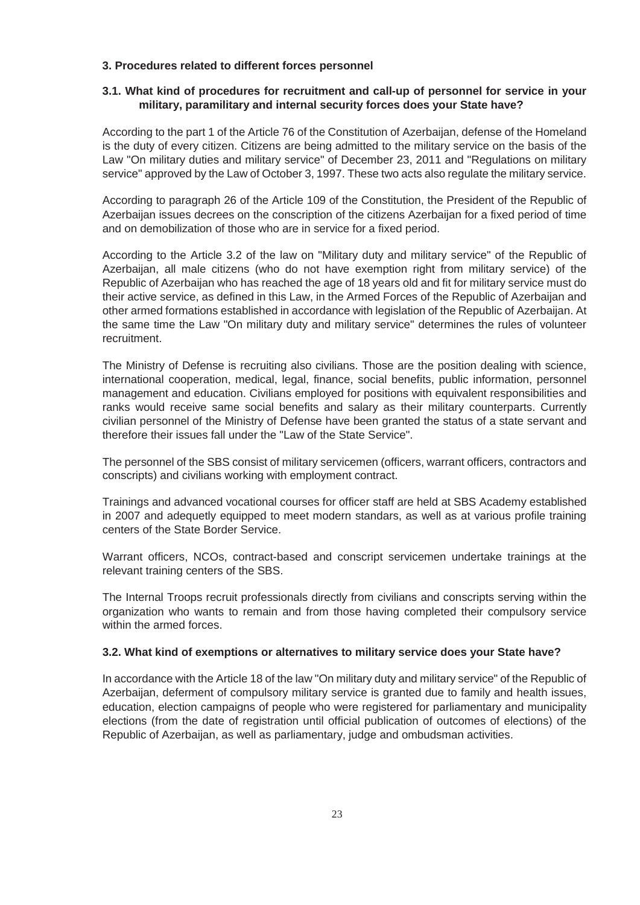### 3. Procedures related to different forces personnel

#### 3.1. What kind of procedures for recruitment and call-up of personnel for service in your military, paramilitary and internal security forces does your State have?

According to the part 1 of the Article 76 of the Constitution of Azerbaijan, defense of the Homeland is the duty of every citizen. Citizens are being admitted to the military service on the basis of the Law "On military duties and military service" of December 23, 2011 and "Regulations on military service" approved by the Law of October 3, 1997. These two acts also regulate the military service.

According to paragraph 26 of the Article 109 of the Constitution, the President of the Republic of Azerbaijan issues decrees on the conscription of the citizens Azerbaijan for a fixed period of time and on demobilization of those who are in service for a fixed period.

According to the Article 3.2 of the law on "Military duty and military service" of the Republic of Azerbaijan, all male citizens (who do not have exemption right from military service) of the Republic of Azerbaijan who has reached the age of 18 years old and fit for military service must do their active service, as defined in this Law, in the Armed Forces of the Republic of Azerbaijan and other armed formations established in accordance with legislation of the Republic of Azerbaijan. At the same time the Law "On military duty and military service" determines the rules of volunteer recruitment.

The Ministry of Defense is recruiting also civilians. Those are the position dealing with science, international cooperation, medical, legal, finance, social benefits, public information, personnel management and education. Civilians employed for positions with equivalent responsibilities and ranks would receive same social benefits and salary as their military counterparts. Currently civilian personnel of the Ministry of Defense have been granted the status of a state servant and therefore their issues fall under the "Law of the State Service".

The personnel of the SBS consist of military servicemen (officers, warrant officers, contractors and conscripts) and civilians working with employment contract.

Trainings and advanced vocational courses for officer staff are held at SBS Academy established in 2007 and adequetly equipped to meet modern standars, as well as at various profile training centers of the State Border Service.

Warrant officers, NCOs, contract-based and conscript servicemen undertake trainings at the relevant training centers of the SBS.

The Internal Troops recruit professionals directly from civilians and conscripts serving within the organization who wants to remain and from those having completed their compulsory service within the armed forces.

#### 3.2. What kind of exemptions or alternatives to military service does your State have?

In accordance with the Article 18 of the law "On military duty and military service" of the Republic of Azerbaijan, deferment of compulsory military service is granted due to family and health issues, education, election campaigns of people who were registered for parliamentary and municipality elections (from the date of registration until official publication of outcomes of elections) of the Republic of Azerbaijan, as well as parliamentary, judge and ombudsman activities.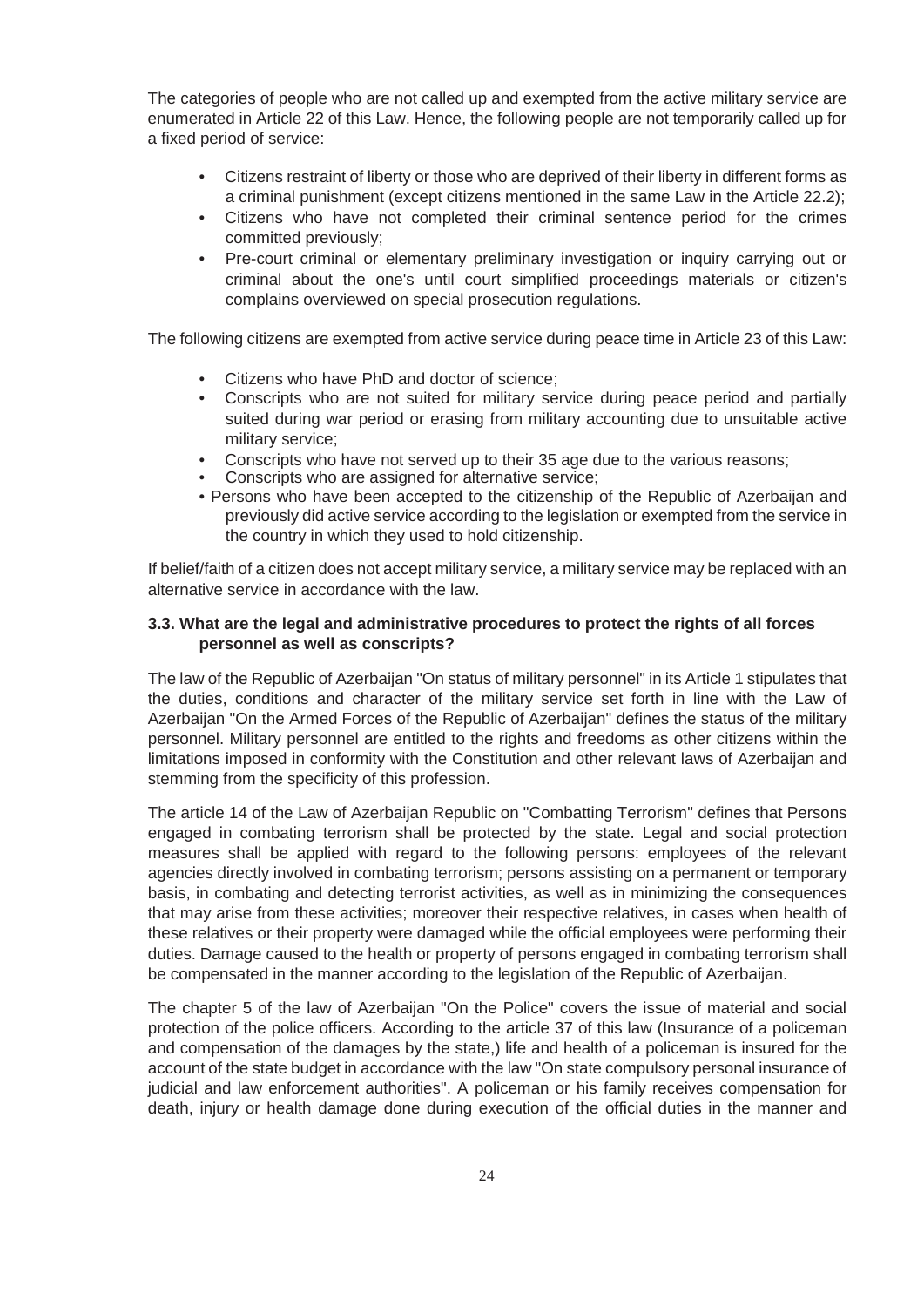The categories of people who are not called up and exempted from the active military service are enumerated in Article 22 of this Law. Hence, the following people are not temporarily called up for a fixed period of service:

- Citizens restraint of liberty or those who are deprived of their liberty in different forms as a criminal punishment (except citizens mentioned in the same Law in the Article 22.2);
- Citizens who have not completed their criminal sentence period for the crimes committed previously;
- Pre-court criminal or elementary preliminary investigation or inquiry carrying out or criminal about the one's until court simplified proceedings materials or citizen's complains overviewed on special prosecution regulations.

The following citizens are exempted from active service during peace time in Article 23 of this Law:

- Citizens who have PhD and doctor of science;
- Conscripts who are not suited for military service during peace period and partially suited during war period or erasing from military accounting due to unsuitable active military service;
- Conscripts who have not served up to their 35 age due to the various reasons;
- Conscripts who are assigned for alternative service;
- Persons who have been accepted to the citizenship of the Republic of Azerbaijan and previously did active service according to the legislation or exempted from the service in the country in which they used to hold citizenship.

If belief/faith of a citizen does not accept military service, a military service may be replaced with an alternative service in accordance with the law.

### 3.3. What are the legal and administrative procedures to protect the rights of all forces personnel as well as conscripts?

The law of the Republic of Azerbaijan "On status of military personnel" in its Article 1 stipulates that the duties, conditions and character of the military service set forth in line with the Law of Azerbaijan "On the Armed Forces of the Republic of Azerbaijan" defines the status of the military personnel. Military personnel are entitled to the rights and freedoms as other citizens within the limitations imposed in conformity with the Constitution and other relevant laws of Azerbaijan and stemming from the specificity of this profession.

The article 14 of the Law of Azerbaijan Republic on "Combatting Terrorism" defines that Persons engaged in combating terrorism shall be protected by the state. Legal and social protection measures shall be applied with regard to the following persons: employees of the relevant agencies directly involved in combating terrorism; persons assisting on a permanent or temporary basis, in combating and detecting terrorist activities, as well as in minimizing the consequences that may arise from these activities; moreover their respective relatives, in cases when health of these relatives or their property were damaged while the official employees were performing their duties. Damage caused to the health or property of persons engaged in combating terrorism shall be compensated in the manner according to the legislation of the Republic of Azerbaijan.

The chapter 5 of the law of Azerbaijan "On the Police" covers the issue of material and social protection of the police officers. According to the article 37 of this law (Insurance of a policeman and compensation of the damages by the state,) life and health of a policeman is insured for the account of the state budget in accordance with the law "On state compulsory personal insurance of judicial and law enforcement authorities". A policeman or his family receives compensation for death, injury or health damage done during execution of the official duties in the manner and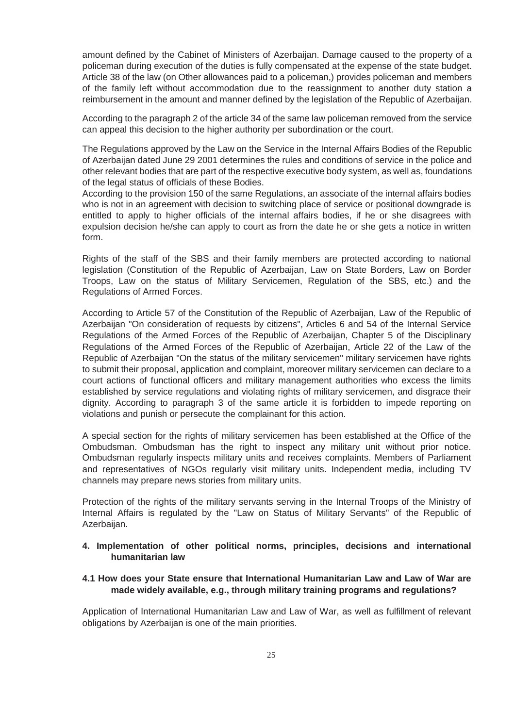amount defined by the Cabinet of Ministers of Azerbaijan. Damage caused to the property of a policeman during execution of the duties is fully compensated at the expense of the state budget. Article 38 of the law (on Other allowances paid to a policeman,) provides policeman and members of the family left without accommodation due to the reassignment to another duty station a reimbursement in the amount and manner defined by the legislation of the Republic of Azerbaijan.

According to the paragraph 2 of the article 34 of the same law policeman removed from the service can appeal this decision to the higher authority per subordination or the court.

The Regulations approved by the Law on the Service in the Internal Affairs Bodies of the Republic of Azerbaijan dated June 29 2001 determines the rules and conditions of service in the police and other relevant bodies that are part of the respective executive body system, as well as, foundations of the legal status of officials of these Bodies.
According to the provision 150 of the same Regulations, an associate of the internal affairs bodies who is not in an agreement with decision to switching place of service or positional downgrade is entitled to apply to higher officials of the internal affairs bodies, if he or she disagrees with expulsion decision he/she can apply to court as from the date he or she gets a notice in written form.

Rights of the staff of the SBS and their family members are protected according to national legislation (Constitution of the Republic of Azerbaijan, Law on State Borders, Law on Border Troops, Law on the status of Military Servicemen, Regulation of the SBS, etc.) and the Regulations of Armed Forces.

According to Article 57 of the Constitution of the Republic of Azerbaijan, Law of the Republic of Azerbaijan "On consideration of requests by citizens", Articles 6 and 54 of the Internal Service Regulations of the Armed Forces of the Republic of Azerbaijan, Chapter 5 of the Disciplinary Regulations of the Armed Forces of the Republic of Azerbaijan, Article 22 of the Law of the Republic of Azerbaijan "On the status of the military servicemen" military servicemen have rights to submit their proposal, application and complaint, moreover military servicemen can declare to a court actions of functional officers and military management authorities who excess the limits established by service regulations and violating rights of military servicemen, and disgrace their dignity. According to paragraph 3 of the same article it is forbidden to impede reporting on violations and punish or persecute the complainant for this action.

A special section for the rights of military servicemen has been established at the Office of the Ombudsman. Ombudsman has the right to inspect any military unit without prior notice. Ombudsman regularly inspects military units and receives complaints. Members of Parliament and representatives of NGOs regularly visit military units. Independent media, including TV channels may prepare news stories from military units.

Protection of the rights of the military servants serving in the Internal Troops of the Ministry of Internal Affairs is regulated by the "Law on Status of Military Servants" of the Republic of Azerbaijan.

## 4. Implementation of other political norms, principles, decisions and international humanitarian law

### 4.1 How does your State ensure that International Humanitarian Law and Law of War are made widely available, e.g., through military training programs and regulations?

Application of International Humanitarian Law and Law of War, as well as fulfillment of relevant obligations by Azerbaijan is one of the main priorities.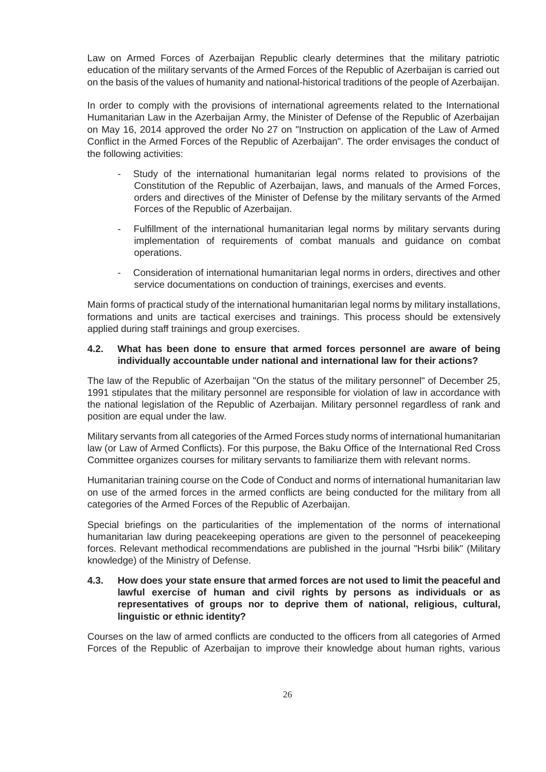Law on Armed Forces of Azerbaijan Republic clearly determines that the military patriotic education of the military servants of the Armed Forces of the Republic of Azerbaijan is carried out on the basis of the values of humanity and national-historical traditions of the people of Azerbaijan.

In order to comply with the provisions of international agreements related to the International Humanitarian Law in the Azerbaijan Army, the Minister of Defense of the Republic of Azerbaijan on May 16, 2014 approved the order No 27 on "Instruction on application of the Law of Armed Conflict in the Armed Forces of the Republic of Azerbaijan". The order envisages the conduct of the following activities:

- Study of the international humanitarian legal norms related to provisions of the Constitution of the Republic of Azerbaijan, laws, and manuals of the Armed Forces, orders and directives of the Minister of Defense by the military servants of the Armed Forces of the Republic of Azerbaijan.
- Fulfillment of the international humanitarian legal norms by military servants during implementation of requirements of combat manuals and guidance on combat operations.
- Consideration of international humanitarian legal norms in orders, directives and other service documentations on conduction of trainings, exercises and events.

Main forms of practical study of the international humanitarian legal norms by military installations, formations and units are tactical exercises and trainings. This process should be extensively applied during staff trainings and group exercises.

**4.2. What has been done to ensure that armed forces personnel are aware of being individually accountable under national and international law for their actions?**

The law of the Republic of Azerbaijan "On the status of the military personnel" of December 25, 1991 stipulates that the military personnel are responsible for violation of law in accordance with the national legislation of the Republic of Azerbaijan. Military personnel regardless of rank and position are equal under the law.

Military servants from all categories of the Armed Forces study norms of international humanitarian law (or Law of Armed Conflicts). For this purpose, the Baku Office of the International Red Cross Committee organizes courses for military servants to familiarize them with relevant norms.

Humanitarian training course on the Code of Conduct and norms of international humanitarian law on use of the armed forces in the armed conflicts are being conducted for the military from all categories of the Armed Forces of the Republic of Azerbaijan.

Special briefings on the particularities of the implementation of the norms of international humanitarian law during peacekeeping operations are given to the personnel of peacekeeping forces. Relevant methodical recommendations are published in the journal "Hsrbi bilik" (Military knowledge) of the Ministry of Defense.

**4.3. How does your state ensure that armed forces are not used to limit the peaceful and lawful exercise of human and civil rights by persons as individuals or as representatives of groups nor to deprive them of national, religious, cultural, linguistic or ethnic identity?**

Courses on the law of armed conflicts are conducted to the officers from all categories of Armed Forces of the Republic of Azerbaijan to improve their knowledge about human rights, various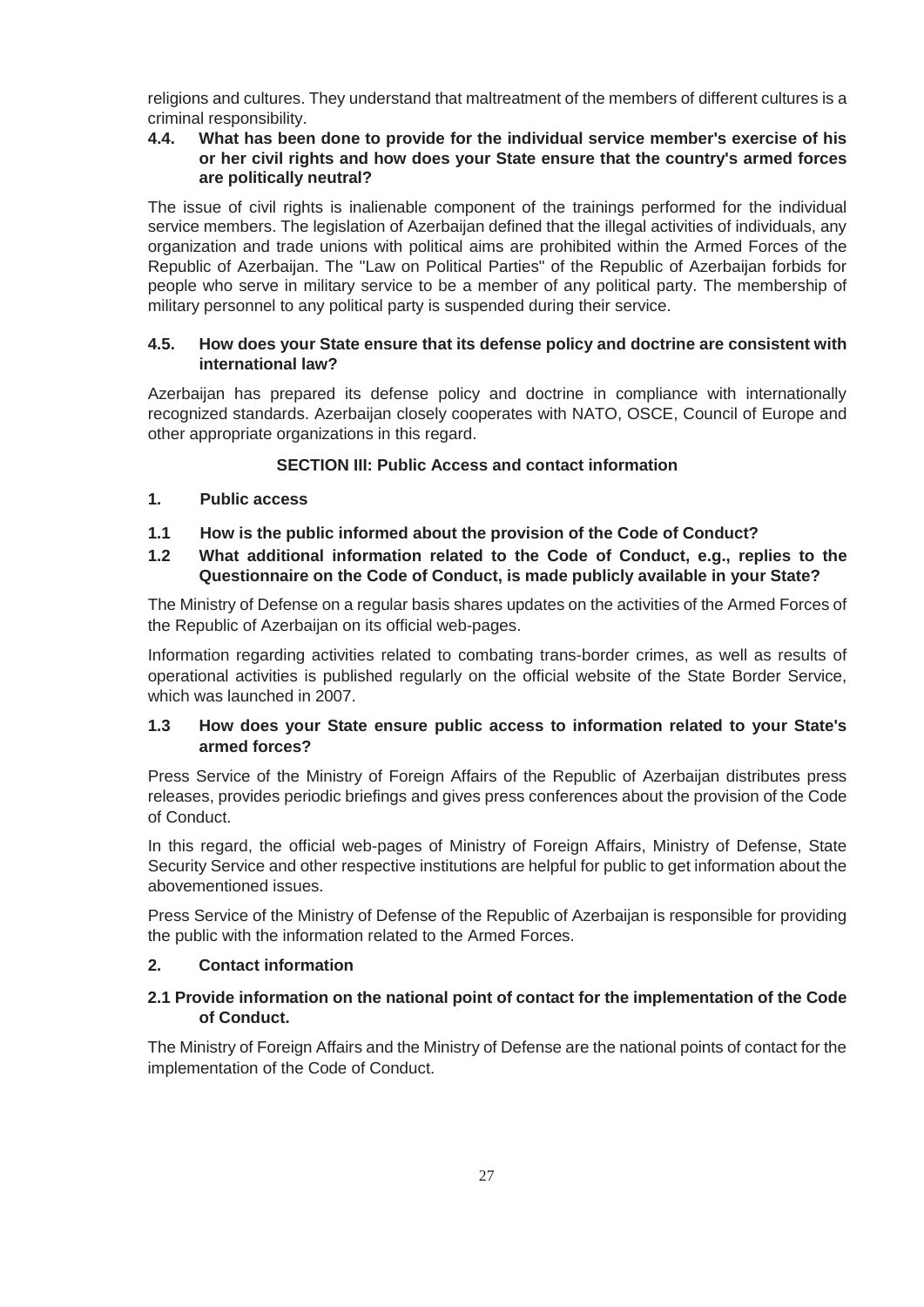religions and cultures. They understand that maltreatment of the members of different cultures is a criminal responsibility.

**4.4. What has been done to provide for the individual service member's exercise of his or her civil rights and how does your State ensure that the country's armed forces are politically neutral?**

The issue of civil rights is inalienable component of the trainings performed for the individual service members. The legislation of Azerbaijan defined that the illegal activities of individuals, any organization and trade unions with political aims are prohibited within the Armed Forces of the Republic of Azerbaijan. The "Law on Political Parties" of the Republic of Azerbaijan forbids for people who serve in military service to be a member of any political party. The membership of military personnel to any political party is suspended during their service.

**4.5. How does your State ensure that its defense policy and doctrine are consistent with international law?**

Azerbaijan has prepared its defense policy and doctrine in compliance with internationally recognized standards. Azerbaijan closely cooperates with NATO, OSCE, Council of Europe and other appropriate organizations in this regard.

## SECTION III: Public Access and contact information

### 1. Public access

**1.1 How is the public informed about the provision of the Code of Conduct?**

**1.2 What additional information related to the Code of Conduct, e.g., replies to the Questionnaire on the Code of Conduct, is made publicly available in your State?**

The Ministry of Defense on a regular basis shares updates on the activities of the Armed Forces of the Republic of Azerbaijan on its official web-pages.

Information regarding activities related to combating trans-border crimes, as well as results of operational activities is published regularly on the official website of the State Border Service, which was launched in 2007.

**1.3 How does your State ensure public access to information related to your State's armed forces?**

Press Service of the Ministry of Foreign Affairs of the Republic of Azerbaijan distributes press releases, provides periodic briefings and gives press conferences about the provision of the Code of Conduct.

In this regard, the official web-pages of Ministry of Foreign Affairs, Ministry of Defense, State Security Service and other respective institutions are helpful for public to get information about the abovementioned issues.

Press Service of the Ministry of Defense of the Republic of Azerbaijan is responsible for providing the public with the information related to the Armed Forces.

### 2. Contact information

**2.1 Provide information on the national point of contact for the implementation of the Code of Conduct.**

The Ministry of Foreign Affairs and the Ministry of Defense are the national points of contact for the implementation of the Code of Conduct.